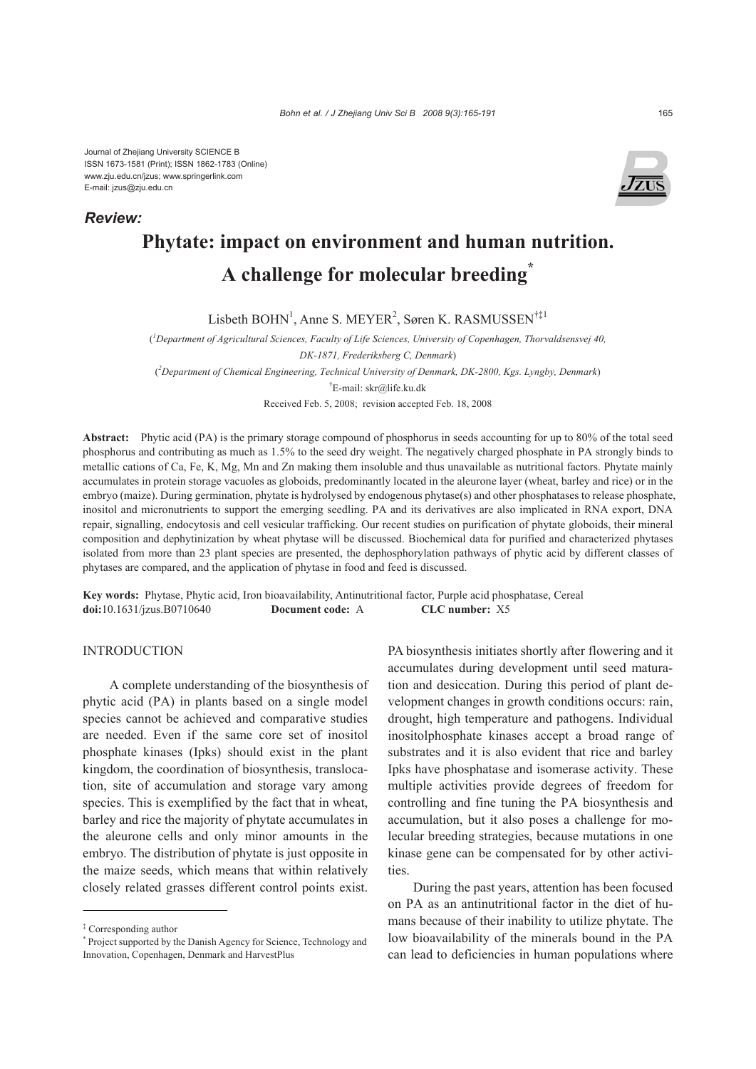Journal of Zhejiang University SCIENCE B
ISSN 1673-1581 (Print); ISSN 1862-1783 (Online)
www.zju.edu.cn/jzus; www.springerlink.com
E-mail: jzus@zju.edu.cn

*Review:*

# Phytate: impact on environment and human nutrition. A challenge for molecular breeding*

Lisbeth BOHN[1], Anne S. MEYER[2], Søren K. RASMUSSEN[†‡1]

([1]Department of Agricultural Sciences, Faculty of Life Sciences, University of Copenhagen, Thorvaldsensvej 40, DK-1871, Frederiksberg C, Denmark)

([2]Department of Chemical Engineering, Technical University of Denmark, DK-2800, Kgs. Lyngby, Denmark)

[†]E-mail: skr@life.ku.dk

Received Feb. 5, 2008; revision accepted Feb. 18, 2008

**Abstract:** Phytic acid (PA) is the primary storage compound of phosphorus in seeds accounting for up to 80% of the total seed phosphorus and contributing as much as 1.5% to the seed dry weight. The negatively charged phosphate in PA strongly binds to metallic cations of Ca, Fe, K, Mg, Mn and Zn making them insoluble and thus unavailable as nutritional factors. Phytate mainly accumulates in protein storage vacuoles as globoids, predominantly located in the aleurone layer (wheat, barley and rice) or in the embryo (maize). During germination, phytate is hydrolysed by endogenous phytase(s) and other phosphatases to release phosphate, inositol and micronutrients to support the emerging seedling. PA and its derivatives are also implicated in RNA export, DNA repair, signalling, endocytosis and cell vesicular trafficking. Our recent studies on purification of phytate globoids, their mineral composition and dephytinization by wheat phytase will be discussed. Biochemical data for purified and characterized phytases isolated from more than 23 plant species are presented, the dephosphorylation pathways of phytic acid by different classes of phytases are compared, and the application of phytase in food and feed is discussed.

**Key words:** Phytase, Phytic acid, Iron bioavailability, Antinutritional factor, Purple acid phosphatase, Cereal
**doi:**10.1631/jzus.B0710640 **Document code:** A **CLC number:** X5

## INTRODUCTION

A complete understanding of the biosynthesis of phytic acid (PA) in plants based on a single model species cannot be achieved and comparative studies are needed. Even if the same core set of inositol phosphate kinases (Ipks) should exist in the plant kingdom, the coordination of biosynthesis, translocation, site of accumulation and storage vary among species. This is exemplified by the fact that in wheat, barley and rice the majority of phytate accumulates in the aleurone cells and only minor amounts in the embryo. The distribution of phytate is just opposite in the maize seeds, which means that within relatively closely related grasses different control points exist. PA biosynthesis initiates shortly after flowering and it accumulates during development until seed maturation and desiccation. During this period of plant development changes in growth conditions occurs: rain, drought, high temperature and pathogens. Individual inositolphosphate kinases accept a broad range of substrates and it is also evident that rice and barley Ipks have phosphatase and isomerase activity. These multiple activities provide degrees of freedom for controlling and fine tuning the PA biosynthesis and accumulation, but it also poses a challenge for molecular breeding strategies, because mutations in one kinase gene can be compensated for by other activities.

During the past years, attention has been focused on PA as an antinutritional factor in the diet of humans because of their inability to utilize phytate. The low bioavailability of the minerals bound in the PA can lead to deficiencies in human populations where

[‡] Corresponding author
[*] Project supported by the Danish Agency for Science, Technology and Innovation, Copenhagen, Denmark and HarvestPlus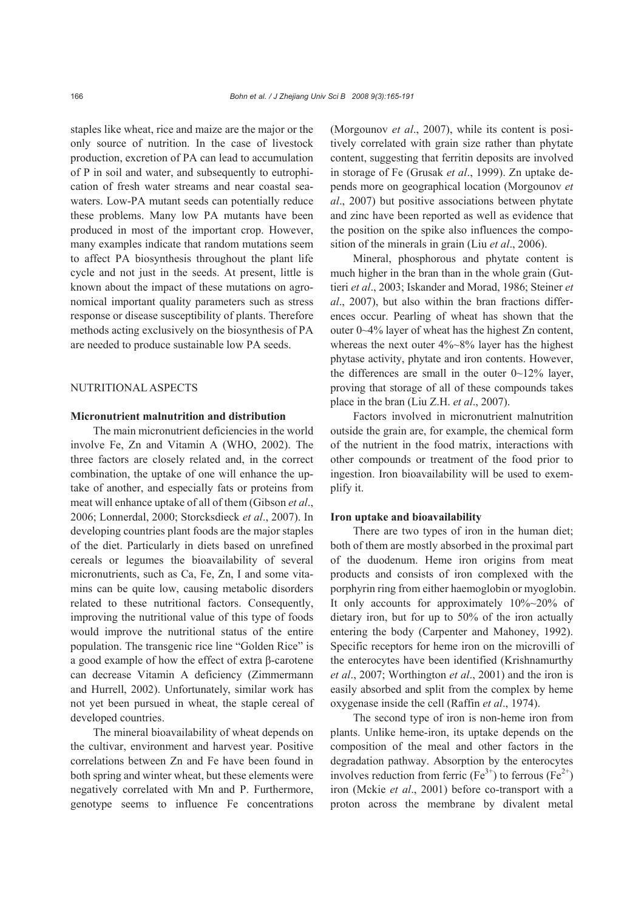staples like wheat, rice and maize are the major or the only source of nutrition. In the case of livestock production, excretion of PA can lead to accumulation of P in soil and water, and subsequently to eutrophication of fresh water streams and near coastal seawaters. Low-PA mutant seeds can potentially reduce these problems. Many low PA mutants have been produced in most of the important crop. However, many examples indicate that random mutations seem to affect PA biosynthesis throughout the plant life cycle and not just in the seeds. At present, little is known about the impact of these mutations on agronomical important quality parameters such as stress response or disease susceptibility of plants. Therefore methods acting exclusively on the biosynthesis of PA are needed to produce sustainable low PA seeds.

## NUTRITIONAL ASPECTS

### Micronutrient malnutrition and distribution

The main micronutrient deficiencies in the world involve Fe, Zn and Vitamin A (WHO, 2002). The three factors are closely related and, in the correct combination, the uptake of one will enhance the uptake of another, and especially fats or proteins from meat will enhance uptake of all of them (Gibson *et al*., 2006; Lonnerdal, 2000; Storcksdieck *et al*., 2007). In developing countries plant foods are the major staples of the diet. Particularly in diets based on unrefined cereals or legumes the bioavailability of several micronutrients, such as Ca, Fe, Zn, I and some vitamins can be quite low, causing metabolic disorders related to these nutritional factors. Consequently, improving the nutritional value of this type of foods would improve the nutritional status of the entire population. The transgenic rice line "Golden Rice" is a good example of how the effect of extra β-carotene can decrease Vitamin A deficiency (Zimmermann and Hurrell, 2002). Unfortunately, similar work has not yet been pursued in wheat, the staple cereal of developed countries.

The mineral bioavailability of wheat depends on the cultivar, environment and harvest year. Positive correlations between Zn and Fe have been found in both spring and winter wheat, but these elements were negatively correlated with Mn and P. Furthermore, genotype seems to influence Fe concentrations (Morgounov *et al*., 2007), while its content is positively correlated with grain size rather than phytate content, suggesting that ferritin deposits are involved in storage of Fe (Grusak *et al*., 1999). Zn uptake depends more on geographical location (Morgounov *et al*., 2007) but positive associations between phytate and zinc have been reported as well as evidence that the position on the spike also influences the composition of the minerals in grain (Liu *et al*., 2006).

Mineral, phosphorous and phytate content is much higher in the bran than in the whole grain (Guttieri *et al*., 2003; Iskander and Morad, 1986; Steiner *et al*., 2007), but also within the bran fractions differences occur. Pearling of wheat has shown that the outer 0~4% layer of wheat has the highest Zn content, whereas the next outer 4%~8% layer has the highest phytase activity, phytate and iron contents. However, the differences are small in the outer 0~12% layer, proving that storage of all of these compounds takes place in the bran (Liu Z.H. *et al*., 2007).

Factors involved in micronutrient malnutrition outside the grain are, for example, the chemical form of the nutrient in the food matrix, interactions with other compounds or treatment of the food prior to ingestion. Iron bioavailability will be used to exemplify it.

### Iron uptake and bioavailability

There are two types of iron in the human diet; both of them are mostly absorbed in the proximal part of the duodenum. Heme iron origins from meat products and consists of iron complexed with the porphyrin ring from either haemoglobin or myoglobin. It only accounts for approximately 10%~20% of dietary iron, but for up to 50% of the iron actually entering the body (Carpenter and Mahoney, 1992). Specific receptors for heme iron on the microvilli of the enterocytes have been identified (Krishnamurthy *et al*., 2007; Worthington *et al*., 2001) and the iron is easily absorbed and split from the complex by heme oxygenase inside the cell (Raffin *et al*., 1974).

The second type of iron is non-heme iron from plants. Unlike heme-iron, its uptake depends on the composition of the meal and other factors in the degradation pathway. Absorption by the enterocytes involves reduction from ferric ($Fe^{3+}$) to ferrous ($Fe^{2+}$) iron (Mckie *et al*., 2001) before co-transport with a proton across the membrane by divalent metal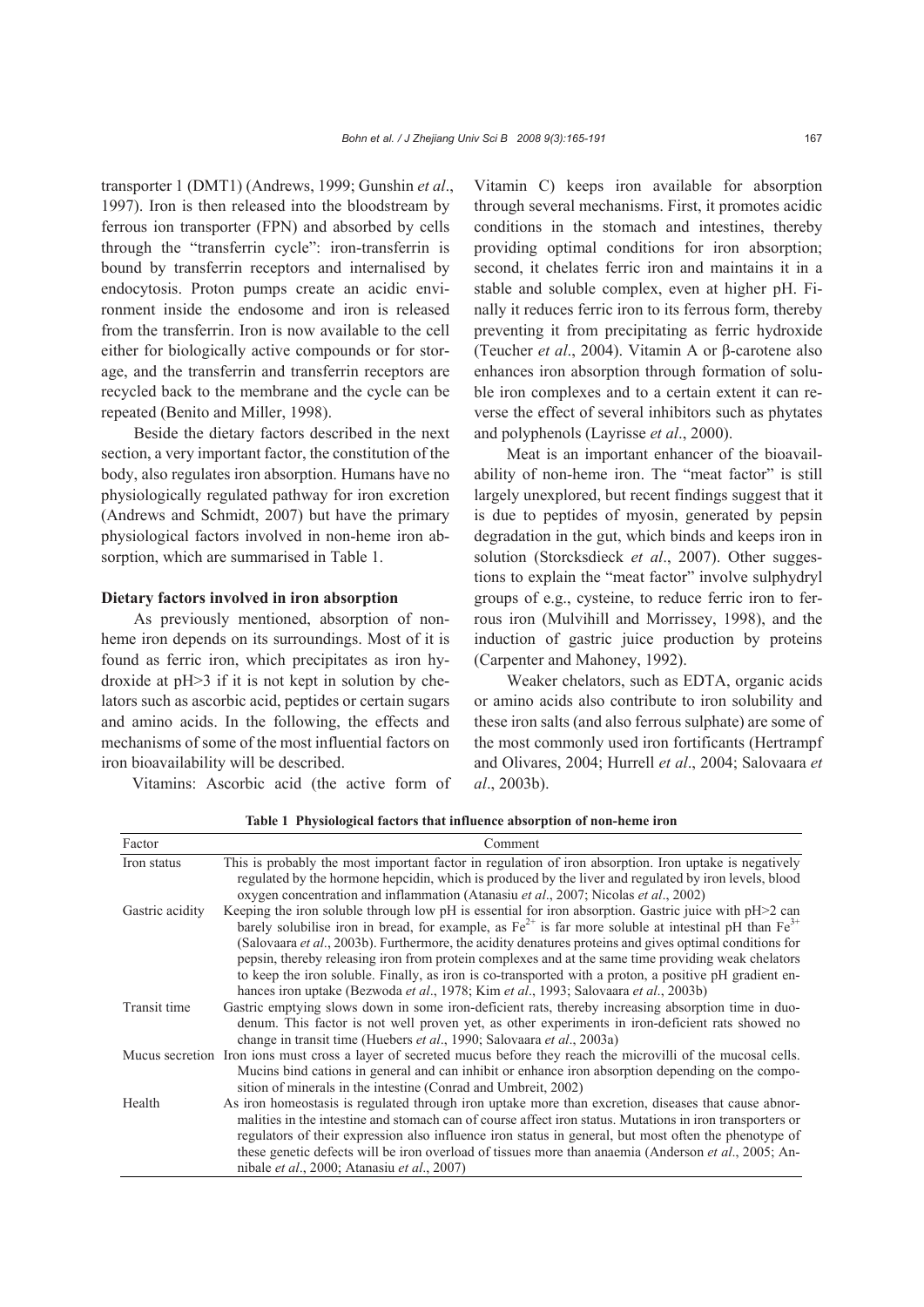transporter 1 (DMT1) (Andrews, 1999; Gunshin *et al*., 1997). Iron is then released into the bloodstream by ferrous ion transporter (FPN) and absorbed by cells through the "transferrin cycle": iron-transferrin is bound by transferrin receptors and internalised by endocytosis. Proton pumps create an acidic environment inside the endosome and iron is released from the transferrin. Iron is now available to the cell either for biologically active compounds or for storage, and the transferrin and transferrin receptors are recycled back to the membrane and the cycle can be repeated (Benito and Miller, 1998).

Beside the dietary factors described in the next section, a very important factor, the constitution of the body, also regulates iron absorption. Humans have no physiologically regulated pathway for iron excretion (Andrews and Schmidt, 2007) but have the primary physiological factors involved in non-heme iron absorption, which are summarised in Table 1.

**Dietary factors involved in iron absorption**

As previously mentioned, absorption of non-heme iron depends on its surroundings. Most of it is found as ferric iron, which precipitates as iron hydroxide at pH>3 if it is not kept in solution by chelators such as ascorbic acid, peptides or certain sugars and amino acids. In the following, the effects and mechanisms of some of the most influential factors on iron bioavailability will be described.

Vitamins: Ascorbic acid (the active form of Vitamin C) keeps iron available for absorption through several mechanisms. First, it promotes acidic conditions in the stomach and intestines, thereby providing optimal conditions for iron absorption; second, it chelates ferric iron and maintains it in a stable and soluble complex, even at higher pH. Finally it reduces ferric iron to its ferrous form, thereby preventing it from precipitating as ferric hydroxide (Teucher *et al*., 2004). Vitamin A or β-carotene also enhances iron absorption through formation of soluble iron complexes and to a certain extent it can reverse the effect of several inhibitors such as phytates and polyphenols (Layrisse *et al*., 2000).

Meat is an important enhancer of the bioavailability of non-heme iron. The "meat factor" is still largely unexplored, but recent findings suggest that it is due to peptides of myosin, generated by pepsin degradation in the gut, which binds and keeps iron in solution (Storcksdieck *et al*., 2007). Other suggestions to explain the "meat factor" involve sulphydryl groups of e.g., cysteine, to reduce ferric iron to ferrous iron (Mulvihill and Morrissey, 1998), and the induction of gastric juice production by proteins (Carpenter and Mahoney, 1992).

Weaker chelators, such as EDTA, organic acids or amino acids also contribute to iron solubility and these iron salts (and also ferrous sulphate) are some of the most commonly used iron fortificants (Hertrampf and Olivares, 2004; Hurrell *et al*., 2004; Salovaara *et al*., 2003b).

**Table 1 Physiological factors that influence absorption of non-heme iron**

| Factor | Comment |
|---|---|
| Iron status | This is probably the most important factor in regulation of iron absorption. Iron uptake is negatively regulated by the hormone hepcidin, which is produced by the liver and regulated by iron levels, blood oxygen concentration and inflammation (Atanasiu *et al*., 2007; Nicolas *et al*., 2002) |
| Gastric acidity | Keeping the iron soluble through low pH is essential for iron absorption. Gastric juice with pH>2 can barely solubilise iron in bread, for example, as $Fe^{2+}$ is far more soluble at intestinal pH than $Fe^{3+}$ (Salovaara *et al*., 2003b). Furthermore, the acidity denatures proteins and gives optimal conditions for pepsin, thereby releasing iron from protein complexes and at the same time providing weak chelators to keep the iron soluble. Finally, as iron is co-transported with a proton, a positive pH gradient enhances iron uptake (Bezwoda *et al*., 1978; Kim *et al*., 1993; Salovaara *et al*., 2003b) |
| Transit time | Gastric emptying slows down in some iron-deficient rats, thereby increasing absorption time in duodenum. This factor is not well proven yet, as other experiments in iron-deficient rats showed no change in transit time (Huebers *et al*., 1990; Salovaara *et al*., 2003a) |
| Mucus secretion | Iron ions must cross a layer of secreted mucus before they reach the microvilli of the mucosal cells. Mucins bind cations in general and can inhibit or enhance iron absorption depending on the composition of minerals in the intestine (Conrad and Umbreit, 2002) |
| Health | As iron homeostasis is regulated through iron uptake more than excretion, diseases that cause abnormalities in the intestine and stomach can of course affect iron status. Mutations in iron transporters or regulators of their expression also influence iron status in general, but most often the phenotype of these genetic defects will be iron overload of tissues more than anaemia (Anderson *et al*., 2005; Annibale *et al*., 2000; Atanasiu *et al*., 2007) |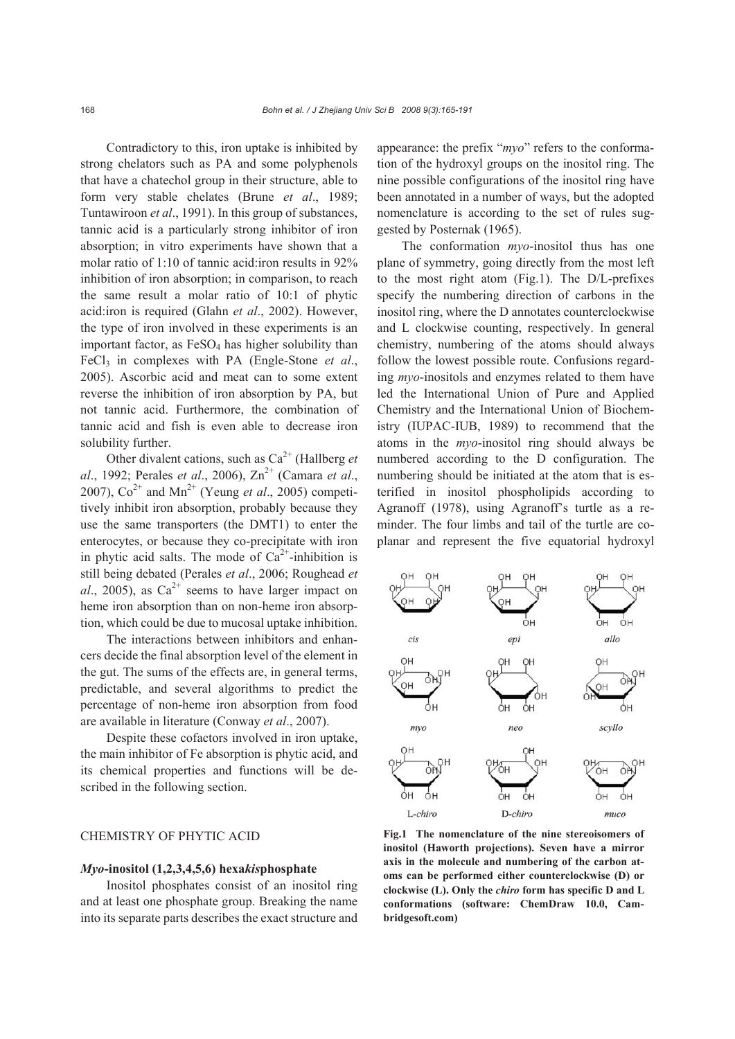Contradictory to this, iron uptake is inhibited by strong chelators such as PA and some polyphenols that have a chatechol group in their structure, able to form very stable chelates (Brune *et al*., 1989; Tuntawiroon *et al*., 1991). In this group of substances, tannic acid is a particularly strong inhibitor of iron absorption; in vitro experiments have shown that a molar ratio of 1:10 of tannic acid:iron results in 92% inhibition of iron absorption; in comparison, to reach the same result a molar ratio of 10:1 of phytic acid:iron is required (Glahn *et al*., 2002). However, the type of iron involved in these experiments is an important factor, as $FeSO_4$ has higher solubility than $FeCl_3$ in complexes with PA (Engle-Stone *et al*., 2005). Ascorbic acid and meat can to some extent reverse the inhibition of iron absorption by PA, but not tannic acid. Furthermore, the combination of tannic acid and fish is even able to decrease iron solubility further.

Other divalent cations, such as $Ca^{2+}$ (Hallberg *et al*., 1992; Perales *et al*., 2006), $Zn^{2+}$ (Camara *et al*., 2007), $Co^{2+}$ and $Mn^{2+}$ (Yeung *et al*., 2005) competitively inhibit iron absorption, probably because they use the same transporters (the DMT1) to enter the enterocytes, or because they co-precipitate with iron in phytic acid salts. The mode of $Ca^{2+}$-inhibition is still being debated (Perales *et al*., 2006; Roughead *et al*., 2005), as $Ca^{2+}$ seems to have larger impact on heme iron absorption than on non-heme iron absorption, which could be due to mucosal uptake inhibition.

The interactions between inhibitors and enhancers decide the final absorption level of the element in the gut. The sums of the effects are, in general terms, predictable, and several algorithms to predict the percentage of non-heme iron absorption from food are available in literature (Conway *et al*., 2007).

Despite these cofactors involved in iron uptake, the main inhibitor of Fe absorption is phytic acid, and its chemical properties and functions will be described in the following section.

## CHEMISTRY OF PHYTIC ACID

### *Myo*-inositol (1,2,3,4,5,6) hexa*kis*phosphate

Inositol phosphates consist of an inositol ring and at least one phosphate group. Breaking the name into its separate parts describes the exact structure and appearance: the prefix "*myo*" refers to the conformation of the hydroxyl groups on the inositol ring. The nine possible configurations of the inositol ring have been annotated in a number of ways, but the adopted nomenclature is according to the set of rules suggested by Posternak (1965).

The conformation *myo*-inositol thus has one plane of symmetry, going directly from the most left to the most right atom (Fig.1). The D/L-prefixes specify the numbering direction of carbons in the inositol ring, where the D annotates counterclockwise and L clockwise counting, respectively. In general chemistry, numbering of the atoms should always follow the lowest possible route. Confusions regarding *myo*-inositols and enzymes related to them have led the International Union of Pure and Applied Chemistry and the International Union of Biochemistry (IUPAC-IUB, 1989) to recommend that the atoms in the *myo*-inositol ring should always be numbered according to the D configuration. The numbering should be initiated at the atom that is esterified in inositol phospholipids according to Agranoff (1978), using Agranoff's turtle as a reminder. The four limbs and tail of the turtle are coplanar and represent the five equatorial hydroxyl

**Fig.1 The nomenclature of the nine stereoisomers of inositol (Haworth projections). Seven have a mirror axis in the molecule and numbering of the carbon atoms can be performed either counterclockwise (D) or clockwise (L). Only the *chiro* form has specific D and L conformations (software: ChemDraw 10.0, Cambridgesoft.com)**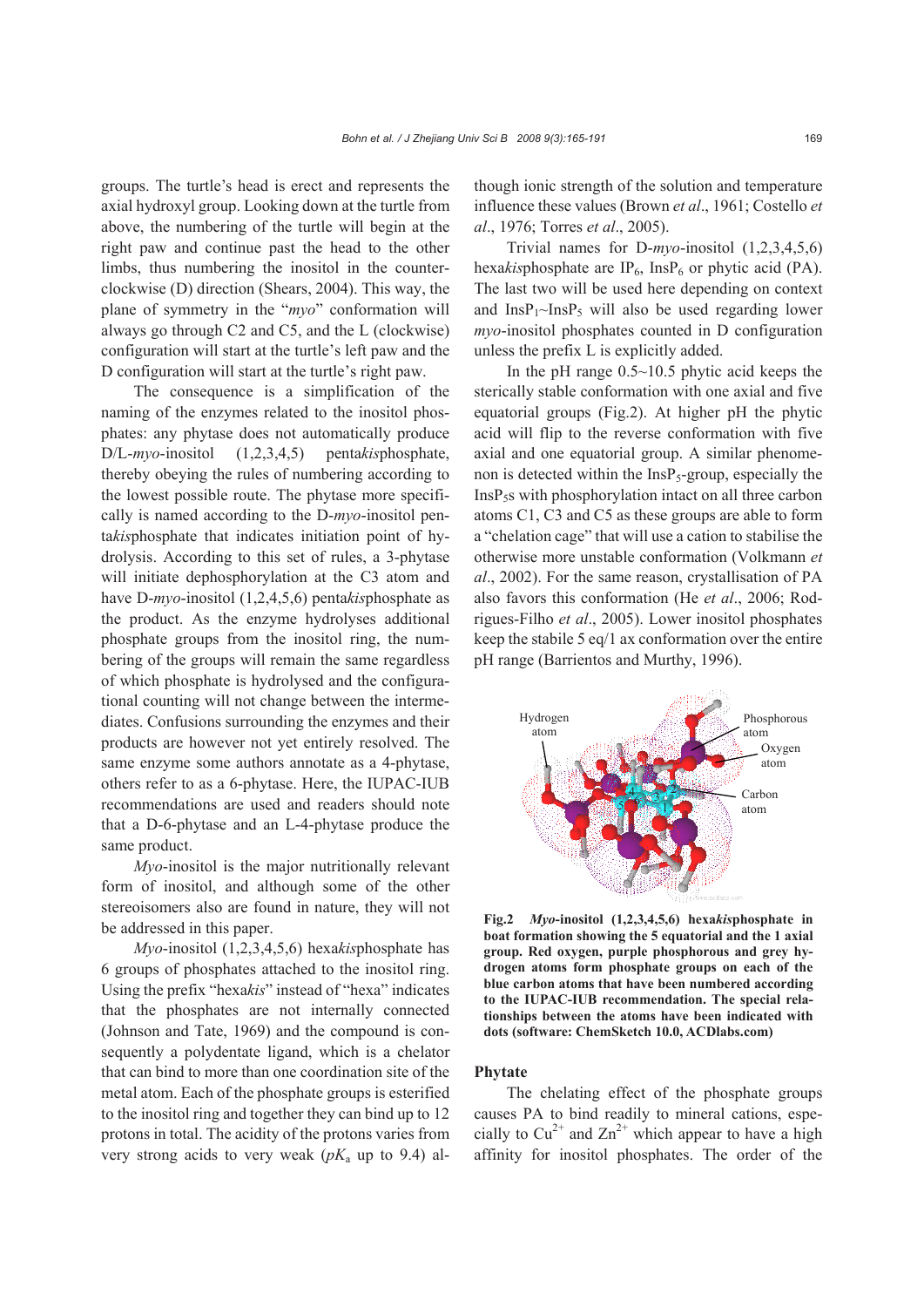groups. The turtle's head is erect and represents the axial hydroxyl group. Looking down at the turtle from above, the numbering of the turtle will begin at the right paw and continue past the head to the other limbs, thus numbering the inositol in the counter-clockwise (D) direction (Shears, 2004). This way, the plane of symmetry in the "*myo*" conformation will always go through C2 and C5, and the L (clockwise) configuration will start at the turtle's left paw and the D configuration will start at the turtle's right paw.

The consequence is a simplification of the naming of the enzymes related to the inositol phosphates: any phytase does not automatically produce D/L-*myo*-inositol (1,2,3,4,5) penta*kis*phosphate, thereby obeying the rules of numbering according to the lowest possible route. The phytase more specifically is named according to the D-*myo*-inositol penta*kis*phosphate that indicates initiation point of hydrolysis. According to this set of rules, a 3-phytase will initiate dephosphorylation at the C3 atom and have D-*myo*-inositol (1,2,4,5,6) penta*kis*phosphate as the product. As the enzyme hydrolyses additional phosphate groups from the inositol ring, the numbering of the groups will remain the same regardless of which phosphate is hydrolysed and the configurational counting will not change between the intermediates. Confusions surrounding the enzymes and their products are however not yet entirely resolved. The same enzyme some authors annotate as a 4-phytase, others refer to as a 6-phytase. Here, the IUPAC-IUB recommendations are used and readers should note that a D-6-phytase and an L-4-phytase produce the same product.

*Myo*-inositol is the major nutritionally relevant form of inositol, and although some of the other stereoisomers also are found in nature, they will not be addressed in this paper.

*Myo*-inositol (1,2,3,4,5,6) hexa*kis*phosphate has 6 groups of phosphates attached to the inositol ring. Using the prefix "hexa*kis*" instead of "hexa" indicates that the phosphates are not internally connected (Johnson and Tate, 1969) and the compound is consequently a polydentate ligand, which is a chelator that can bind to more than one coordination site of the metal atom. Each of the phosphate groups is esterified to the inositol ring and together they can bind up to 12 protons in total. The acidity of the protons varies from very strong acids to very weak ($pK_a$ up to 9.4) although ionic strength of the solution and temperature influence these values (Brown *et al*., 1961; Costello *et al*., 1976; Torres *et al*., 2005).

Trivial names for D-*myo*-inositol (1,2,3,4,5,6) hexa*kis*phosphate are $IP_6$, $InsP_6$ or phytic acid (PA). The last two will be used here depending on context and $InsP_1$~$InsP_5$ will also be used regarding lower *myo*-inositol phosphates counted in D configuration unless the prefix L is explicitly added.

In the pH range 0.5~10.5 phytic acid keeps the sterically stable conformation with one axial and five equatorial groups (Fig.2). At higher pH the phytic acid will flip to the reverse conformation with five axial and one equatorial group. A similar phenomenon is detected within the $InsP_5$-group, especially the $InsP_5$s with phosphorylation intact on all three carbon atoms C1, C3 and C5 as these groups are able to form a "chelation cage" that will use a cation to stabilise the otherwise more unstable conformation (Volkmann *et al*., 2002). For the same reason, crystallisation of PA also favors this conformation (He *et al*., 2006; Rodrigues-Filho *et al*., 2005). Lower inositol phosphates keep the stabile 5 eq/1 ax conformation over the entire pH range (Barrientos and Murthy, 1996).

**Fig.2 *Myo*-inositol (1,2,3,4,5,6) hexa*kis*phosphate in boat formation showing the 5 equatorial and the 1 axial group. Red oxygen, purple phosphorous and grey hydrogen atoms form phosphate groups on each of the blue carbon atoms that have been numbered according to the IUPAC-IUB recommendation. The special relationships between the atoms have been indicated with dots (software: ChemSketch 10.0, ACDlabs.com)**

## Phytate

The chelating effect of the phosphate groups causes PA to bind readily to mineral cations, especially to $Cu^{2+}$ and $Zn^{2+}$ which appear to have a high affinity for inositol phosphates. The order of the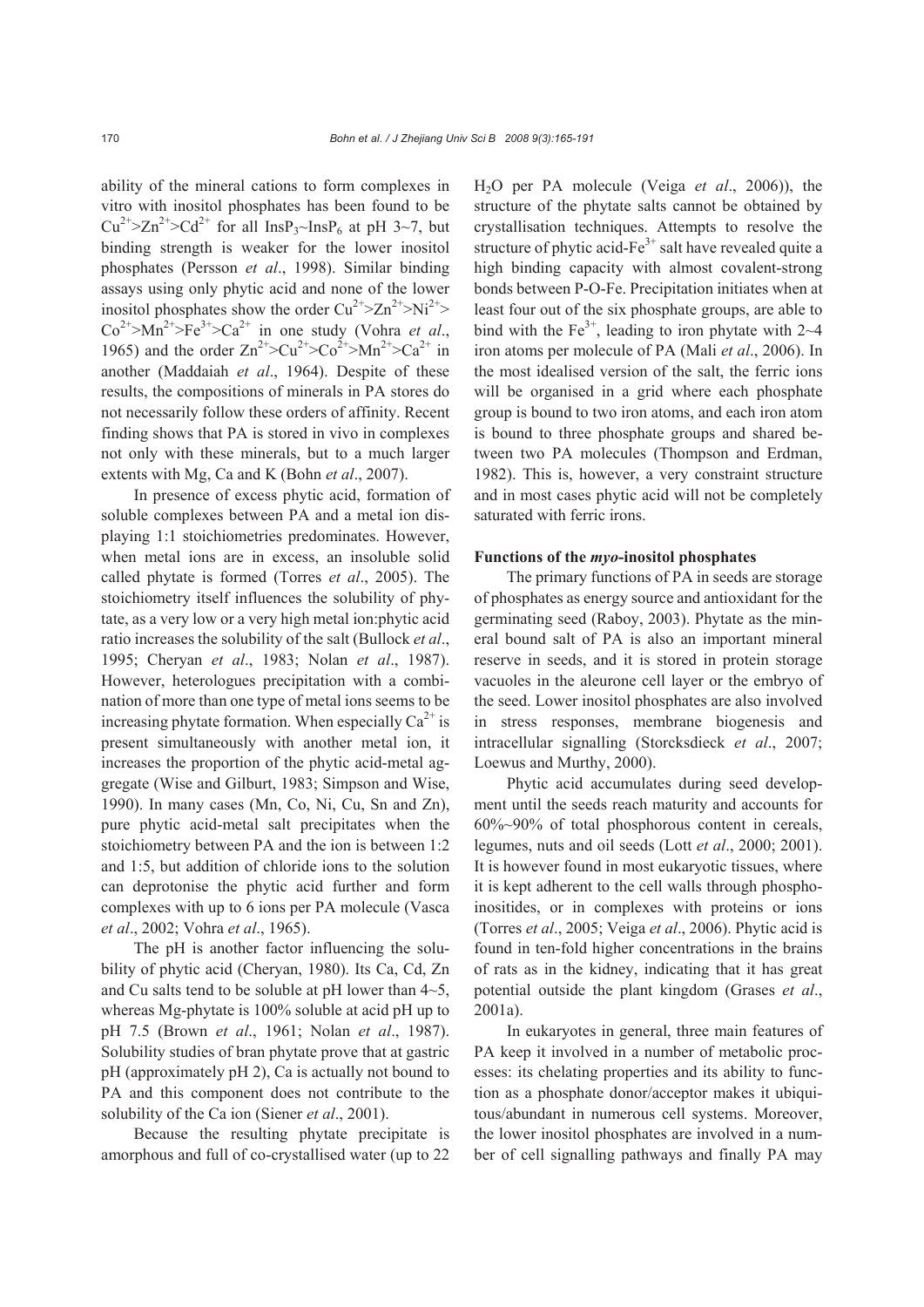ability of the mineral cations to form complexes in vitro with inositol phosphates has been found to be $Cu^{2+}>Zn^{2+}>Cd^{2+}$ for all $InsP_3$~$InsP_6$ at pH 3~7, but binding strength is weaker for the lower inositol phosphates (Persson *et al*., 1998). Similar binding assays using only phytic acid and none of the lower inositol phosphates show the order $Cu^{2+}>Zn^{2+}>Ni^{2+}>Co^{2+}>Mn^{2+}>Fe^{3+}>Ca^{2+}$ in one study (Vohra *et al*., 1965) and the order $Zn^{2+}>Cu^{2+}>Co^{2+}>Mn^{2+}>Ca^{2+}$ in another (Maddaiah *et al*., 1964). Despite of these results, the compositions of minerals in PA stores do not necessarily follow these orders of affinity. Recent finding shows that PA is stored in vivo in complexes not only with these minerals, but to a much larger extents with Mg, Ca and K (Bohn *et al*., 2007).

In presence of excess phytic acid, formation of soluble complexes between PA and a metal ion displaying 1:1 stoichiometries predominates. However, when metal ions are in excess, an insoluble solid called phytate is formed (Torres *et al*., 2005). The stoichiometry itself influences the solubility of phytate, as a very low or a very high metal ion:phytic acid ratio increases the solubility of the salt (Bullock *et al*., 1995; Cheryan *et al*., 1983; Nolan *et al*., 1987). However, heterologues precipitation with a combination of more than one type of metal ions seems to be increasing phytate formation. When especially $Ca^{2+}$ is present simultaneously with another metal ion, it increases the proportion of the phytic acid-metal aggregate (Wise and Gilburt, 1983; Simpson and Wise, 1990). In many cases (Mn, Co, Ni, Cu, Sn and Zn), pure phytic acid-metal salt precipitates when the stoichiometry between PA and the ion is between 1:2 and 1:5, but addition of chloride ions to the solution can deprotonise the phytic acid further and form complexes with up to 6 ions per PA molecule (Vasca *et al*., 2002; Vohra *et al*., 1965).

The pH is another factor influencing the solubility of phytic acid (Cheryan, 1980). Its Ca, Cd, Zn and Cu salts tend to be soluble at pH lower than 4~5, whereas Mg-phytate is 100% soluble at acid pH up to pH 7.5 (Brown *et al*., 1961; Nolan *et al*., 1987). Solubility studies of bran phytate prove that at gastric pH (approximately pH 2), Ca is actually not bound to PA and this component does not contribute to the solubility of the Ca ion (Siener *et al*., 2001).

Because the resulting phytate precipitate is amorphous and full of co-crystallised water (up to 22 $H_2O$ per PA molecule (Veiga *et al*., 2006)), the structure of the phytate salts cannot be obtained by crystallisation techniques. Attempts to resolve the structure of phytic acid-$Fe^{3+}$ salt have revealed quite a high binding capacity with almost covalent-strong bonds between P-O-Fe. Precipitation initiates when at least four out of the six phosphate groups, are able to bind with the $Fe^{3+}$, leading to iron phytate with 2~4 iron atoms per molecule of PA (Mali *et al*., 2006). In the most idealised version of the salt, the ferric ions will be organised in a grid where each phosphate group is bound to two iron atoms, and each iron atom is bound to three phosphate groups and shared between two PA molecules (Thompson and Erdman, 1982). This is, however, a very constraint structure and in most cases phytic acid will not be completely saturated with ferric irons.

**Functions of the *myo*-inositol phosphates**

The primary functions of PA in seeds are storage of phosphates as energy source and antioxidant for the germinating seed (Raboy, 2003). Phytate as the mineral bound salt of PA is also an important mineral reserve in seeds, and it is stored in protein storage vacuoles in the aleurone cell layer or the embryo of the seed. Lower inositol phosphates are also involved in stress responses, membrane biogenesis and intracellular signalling (Storcksdieck *et al*., 2007; Loewus and Murthy, 2000).

Phytic acid accumulates during seed development until the seeds reach maturity and accounts for 60%~90% of total phosphorous content in cereals, legumes, nuts and oil seeds (Lott *et al*., 2000; 2001). It is however found in most eukaryotic tissues, where it is kept adherent to the cell walls through phosphoinositides, or in complexes with proteins or ions (Torres *et al*., 2005; Veiga *et al*., 2006). Phytic acid is found in ten-fold higher concentrations in the brains of rats as in the kidney, indicating that it has great potential outside the plant kingdom (Grases *et al*., 2001a).

In eukaryotes in general, three main features of PA keep it involved in a number of metabolic processes: its chelating properties and its ability to function as a phosphate donor/acceptor makes it ubiquitous/abundant in numerous cell systems. Moreover, the lower inositol phosphates are involved in a number of cell signalling pathways and finally PA may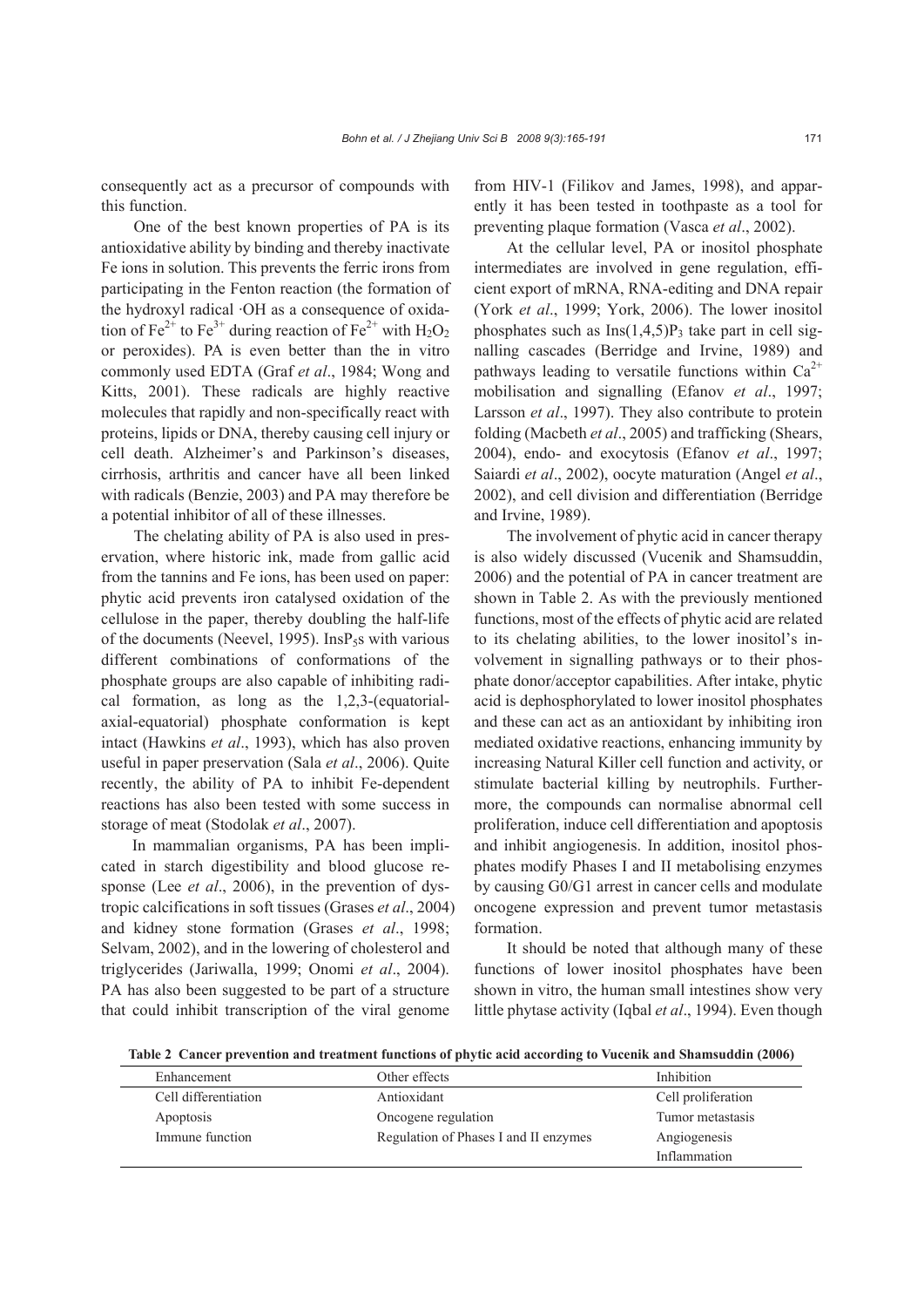consequently act as a precursor of compounds with this function.

One of the best known properties of PA is its antioxidative ability by binding and thereby inactivate Fe ions in solution. This prevents the ferric irons from participating in the Fenton reaction (the formation of the hydroxyl radical ·OH as a consequence of oxidation of $Fe^{2+}$ to $Fe^{3+}$ during reaction of $Fe^{2+}$ with $H_2O_2$ or peroxides). PA is even better than the in vitro commonly used EDTA (Graf *et al*., 1984; Wong and Kitts, 2001). These radicals are highly reactive molecules that rapidly and non-specifically react with proteins, lipids or DNA, thereby causing cell injury or cell death. Alzheimer's and Parkinson's diseases, cirrhosis, arthritis and cancer have all been linked with radicals (Benzie, 2003) and PA may therefore be a potential inhibitor of all of these illnesses.

The chelating ability of PA is also used in preservation, where historic ink, made from gallic acid from the tannins and Fe ions, has been used on paper: phytic acid prevents iron catalysed oxidation of the cellulose in the paper, thereby doubling the half-life of the documents (Neevel, 1995). $InsP_5$s with various different combinations of conformations of the phosphate groups are also capable of inhibiting radical formation, as long as the 1,2,3-(equatorial-axial-equatorial) phosphate conformation is kept intact (Hawkins *et al*., 1993), which has also proven useful in paper preservation (Sala *et al*., 2006). Quite recently, the ability of PA to inhibit Fe-dependent reactions has also been tested with some success in storage of meat (Stodolak *et al*., 2007).

In mammalian organisms, PA has been implicated in starch digestibility and blood glucose response (Lee *et al*., 2006), in the prevention of dystropic calcifications in soft tissues (Grases *et al*., 2004) and kidney stone formation (Grases *et al*., 1998; Selvam, 2002), and in the lowering of cholesterol and triglycerides (Jariwalla, 1999; Onomi *et al*., 2004). PA has also been suggested to be part of a structure that could inhibit transcription of the viral genome from HIV-1 (Filikov and James, 1998), and apparently it has been tested in toothpaste as a tool for preventing plaque formation (Vasca *et al*., 2002).

At the cellular level, PA or inositol phosphate intermediates are involved in gene regulation, efficient export of mRNA, RNA-editing and DNA repair (York *et al*., 1999; York, 2006). The lower inositol phosphates such as $Ins(1,4,5)P_3$ take part in cell signalling cascades (Berridge and Irvine, 1989) and pathways leading to versatile functions within $Ca^{2+}$ mobilisation and signalling (Efanov *et al*., 1997; Larsson *et al*., 1997). They also contribute to protein folding (Macbeth *et al*., 2005) and trafficking (Shears, 2004), endo- and exocytosis (Efanov *et al*., 1997; Saiardi *et al*., 2002), oocyte maturation (Angel *et al*., 2002), and cell division and differentiation (Berridge and Irvine, 1989).

The involvement of phytic acid in cancer therapy is also widely discussed (Vucenik and Shamsuddin, 2006) and the potential of PA in cancer treatment are shown in Table 2. As with the previously mentioned functions, most of the effects of phytic acid are related to its chelating abilities, to the lower inositol's involvement in signalling pathways or to their phosphate donor/acceptor capabilities. After intake, phytic acid is dephosphorylated to lower inositol phosphates and these can act as an antioxidant by inhibiting iron mediated oxidative reactions, enhancing immunity by increasing Natural Killer cell function and activity, or stimulate bacterial killing by neutrophils. Furthermore, the compounds can normalise abnormal cell proliferation, induce cell differentiation and apoptosis and inhibit angiogenesis. In addition, inositol phosphates modify Phases I and II metabolising enzymes by causing G0/G1 arrest in cancer cells and modulate oncogene expression and prevent tumor metastasis formation.

It should be noted that although many of these functions of lower inositol phosphates have been shown in vitro, the human small intestines show very little phytase activity (Iqbal *et al*., 1994). Even though

**Table 2 Cancer prevention and treatment functions of phytic acid according to Vucenik and Shamsuddin (2006)**

| Enhancement | Other effects | Inhibition |
|---|---|---|
| Cell differentiation | Antioxidant | Cell proliferation |
| Apoptosis | Oncogene regulation | Tumor metastasis |
| Immune function | Regulation of Phases I and II enzymes | Angiogenesis |
| | | Inflammation |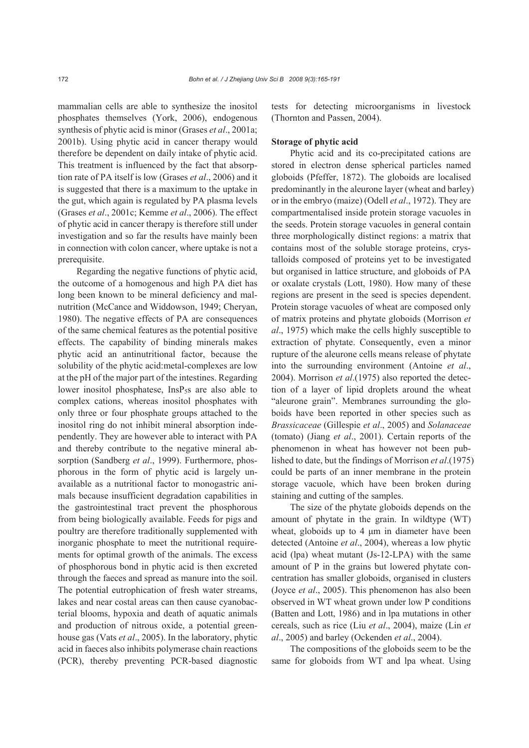mammalian cells are able to synthesize the inositol phosphates themselves (York, 2006), endogenous synthesis of phytic acid is minor (Grases *et al*., 2001a; 2001b). Using phytic acid in cancer therapy would therefore be dependent on daily intake of phytic acid. This treatment is influenced by the fact that absorption rate of PA itself is low (Grases *et al*., 2006) and it is suggested that there is a maximum to the uptake in the gut, which again is regulated by PA plasma levels (Grases *et al*., 2001c; Kemme *et al*., 2006). The effect of phytic acid in cancer therapy is therefore still under investigation and so far the results have mainly been in connection with colon cancer, where uptake is not a prerequisite.

Regarding the negative functions of phytic acid, the outcome of a homogenous and high PA diet has long been known to be mineral deficiency and malnutrition (McCance and Widdowson, 1949; Cheryan, 1980). The negative effects of PA are consequences of the same chemical features as the potential positive effects. The capability of binding minerals makes phytic acid an antinutritional factor, because the solubility of the phytic acid:metal-complexes are low at the pH of the major part of the intestines. Regarding lower inositol phosphatese, $InsP_5$s are also able to complex cations, whereas inositol phosphates with only three or four phosphate groups attached to the inositol ring do not inhibit mineral absorption independently. They are however able to interact with PA and thereby contribute to the negative mineral absorption (Sandberg *et al*., 1999). Furthermore, phosphorous in the form of phytic acid is largely unavailable as a nutritional factor to monogastric animals because insufficient degradation capabilities in the gastrointestinal tract prevent the phosphorous from being biologically available. Feeds for pigs and poultry are therefore traditionally supplemented with inorganic phosphate to meet the nutritional requirements for optimal growth of the animals. The excess of phosphorous bond in phytic acid is then excreted through the faeces and spread as manure into the soil. The potential eutrophication of fresh water streams, lakes and near costal areas can then cause cyanobacterial blooms, hypoxia and death of aquatic animals and production of nitrous oxide, a potential greenhouse gas (Vats *et al*., 2005). In the laboratory, phytic acid in faeces also inhibits polymerase chain reactions (PCR), thereby preventing PCR-based diagnostic tests for detecting microorganisms in livestock (Thornton and Passen, 2004).

### Storage of phytic acid

Phytic acid and its co-precipitated cations are stored in electron dense spherical particles named globoids (Pfeffer, 1872). The globoids are localised predominantly in the aleurone layer (wheat and barley) or in the embryo (maize) (Odell *et al*., 1972). They are compartmentalised inside protein storage vacuoles in the seeds. Protein storage vacuoles in general contain three morphologically distinct regions: a matrix that contains most of the soluble storage proteins, crystalloids composed of proteins yet to be investigated but organised in lattice structure, and globoids of PA or oxalate crystals (Lott, 1980). How many of these regions are present in the seed is species dependent. Protein storage vacuoles of wheat are composed only of matrix proteins and phytate globoids (Morrison *et al*., 1975) which make the cells highly susceptible to extraction of phytate. Consequently, even a minor rupture of the aleurone cells means release of phytate into the surrounding environment (Antoine *et al*., 2004). Morrison *et al*.(1975) also reported the detection of a layer of lipid droplets around the wheat "aleurone grain". Membranes surrounding the globoids have been reported in other species such as *Brassicaceae* (Gillespie *et al*., 2005) and *Solanaceae* (tomato) (Jiang *et al*., 2001). Certain reports of the phenomenon in wheat has however not been published to date, but the findings of Morrison *et al*.(1975) could be parts of an inner membrane in the protein storage vacuole, which have been broken during staining and cutting of the samples.

The size of the phytate globoids depends on the amount of phytate in the grain. In wildtype (WT) wheat, globoids up to 4 μm in diameter have been detected (Antoine *et al*., 2004), whereas a low phytic acid (lpa) wheat mutant (Js-12-LPA) with the same amount of P in the grains but lowered phytate concentration has smaller globoids, organised in clusters (Joyce *et al*., 2005). This phenomenon has also been observed in WT wheat grown under low P conditions (Batten and Lott, 1986) and in lpa mutations in other cereals, such as rice (Liu *et al*., 2004), maize (Lin *et al*., 2005) and barley (Ockenden *et al*., 2004).

The compositions of the globoids seem to be the same for globoids from WT and lpa wheat. Using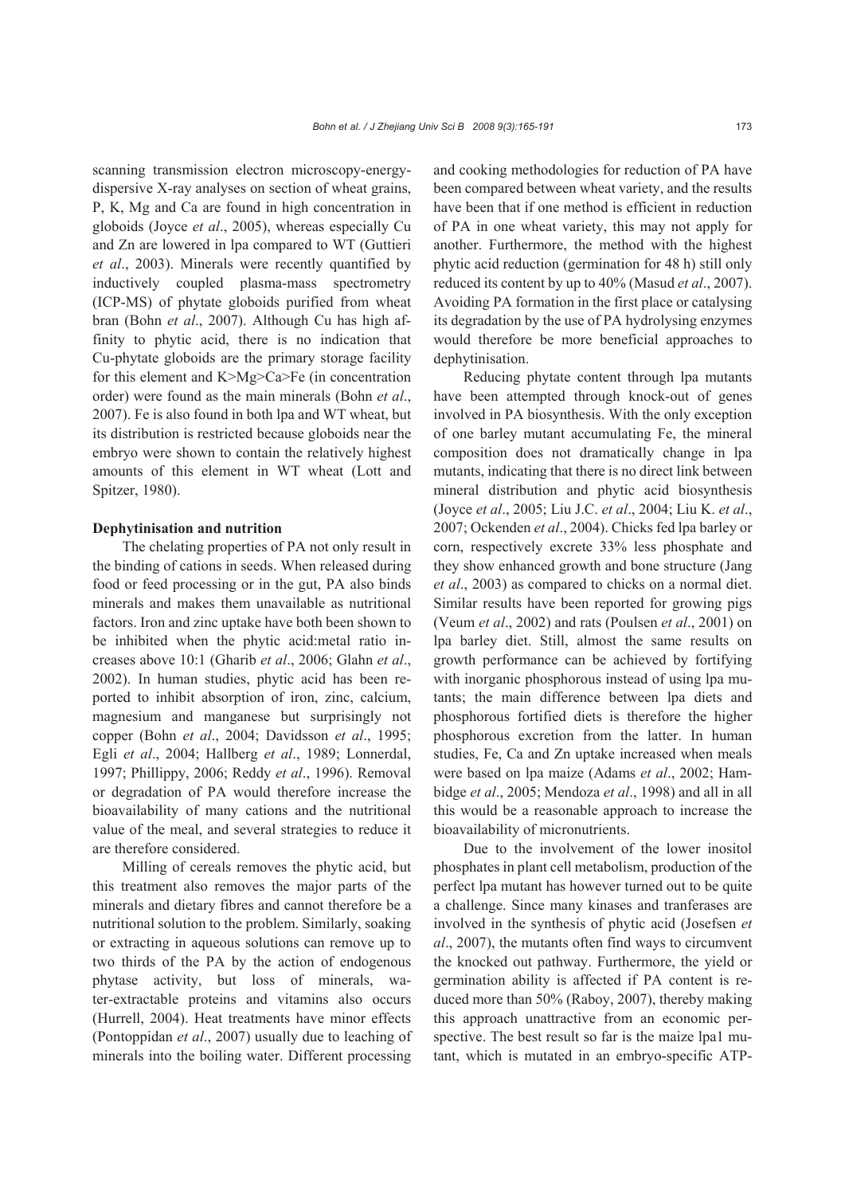scanning transmission electron microscopy-energy-dispersive X-ray analyses on section of wheat grains, P, K, Mg and Ca are found in high concentration in globoids (Joyce *et al*., 2005), whereas especially Cu and Zn are lowered in lpa compared to WT (Guttieri *et al*., 2003). Minerals were recently quantified by inductively coupled plasma-mass spectrometry (ICP-MS) of phytate globoids purified from wheat bran (Bohn *et al*., 2007). Although Cu has high affinity to phytic acid, there is no indication that Cu-phytate globoids are the primary storage facility for this element and K>Mg>Ca>Fe (in concentration order) were found as the main minerals (Bohn *et al*., 2007). Fe is also found in both lpa and WT wheat, but its distribution is restricted because globoids near the embryo were shown to contain the relatively highest amounts of this element in WT wheat (Lott and Spitzer, 1980).

**Dephytinisation and nutrition**

The chelating properties of PA not only result in the binding of cations in seeds. When released during food or feed processing or in the gut, PA also binds minerals and makes them unavailable as nutritional factors. Iron and zinc uptake have both been shown to be inhibited when the phytic acid:metal ratio increases above 10:1 (Gharib *et al*., 2006; Glahn *et al*., 2002). In human studies, phytic acid has been reported to inhibit absorption of iron, zinc, calcium, magnesium and manganese but surprisingly not copper (Bohn *et al*., 2004; Davidsson *et al*., 1995; Egli *et al*., 2004; Hallberg *et al*., 1989; Lonnerdal, 1997; Phillippy, 2006; Reddy *et al*., 1996). Removal or degradation of PA would therefore increase the bioavailability of many cations and the nutritional value of the meal, and several strategies to reduce it are therefore considered.

Milling of cereals removes the phytic acid, but this treatment also removes the major parts of the minerals and dietary fibres and cannot therefore be a nutritional solution to the problem. Similarly, soaking or extracting in aqueous solutions can remove up to two thirds of the PA by the action of endogenous phytase activity, but loss of minerals, water-extractable proteins and vitamins also occurs (Hurrell, 2004). Heat treatments have minor effects (Pontoppidan *et al*., 2007) usually due to leaching of minerals into the boiling water. Different processing and cooking methodologies for reduction of PA have been compared between wheat variety, and the results have been that if one method is efficient in reduction of PA in one wheat variety, this may not apply for another. Furthermore, the method with the highest phytic acid reduction (germination for 48 h) still only reduced its content by up to 40% (Masud *et al*., 2007). Avoiding PA formation in the first place or catalysing its degradation by the use of PA hydrolysing enzymes would therefore be more beneficial approaches to dephytinisation.

Reducing phytate content through lpa mutants have been attempted through knock-out of genes involved in PA biosynthesis. With the only exception of one barley mutant accumulating Fe, the mineral composition does not dramatically change in lpa mutants, indicating that there is no direct link between mineral distribution and phytic acid biosynthesis (Joyce *et al*., 2005; Liu J.C. *et al*., 2004; Liu K. *et al*., 2007; Ockenden *et al*., 2004). Chicks fed lpa barley or corn, respectively excrete 33% less phosphate and they show enhanced growth and bone structure (Jang *et al*., 2003) as compared to chicks on a normal diet. Similar results have been reported for growing pigs (Veum *et al*., 2002) and rats (Poulsen *et al*., 2001) on lpa barley diet. Still, almost the same results on growth performance can be achieved by fortifying with inorganic phosphorous instead of using lpa mutants; the main difference between lpa diets and phosphorous fortified diets is therefore the higher phosphorous excretion from the latter. In human studies, Fe, Ca and Zn uptake increased when meals were based on lpa maize (Adams *et al*., 2002; Hambidge *et al*., 2005; Mendoza *et al*., 1998) and all in all this would be a reasonable approach to increase the bioavailability of micronutrients.

Due to the involvement of the lower inositol phosphates in plant cell metabolism, production of the perfect lpa mutant has however turned out to be quite a challenge. Since many kinases and tranferases are involved in the synthesis of phytic acid (Josefsen *et al*., 2007), the mutants often find ways to circumvent the knocked out pathway. Furthermore, the yield or germination ability is affected if PA content is reduced more than 50% (Raboy, 2007), thereby making this approach unattractive from an economic perspective. The best result so far is the maize lpa1 mutant, which is mutated in an embryo-specific ATP-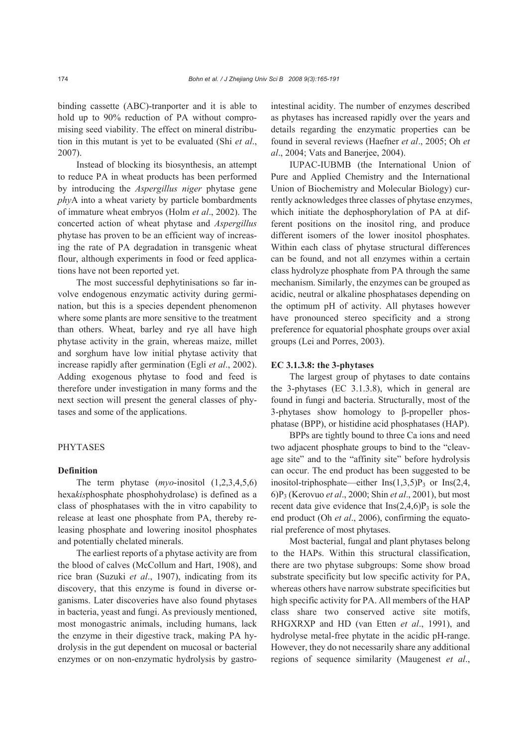binding cassette (ABC)-tranporter and it is able to hold up to 90% reduction of PA without compromising seed viability. The effect on mineral distribution in this mutant is yet to be evaluated (Shi *et al*., 2007).

Instead of blocking its biosynthesis, an attempt to reduce PA in wheat products has been performed by introducing the *Aspergillus niger* phytase gene *phy*A into a wheat variety by particle bombardments of immature wheat embryos (Holm *et al*., 2002). The concerted action of wheat phytase and *Aspergillus* phytase has proven to be an efficient way of increasing the rate of PA degradation in transgenic wheat flour, although experiments in food or feed applications have not been reported yet.

The most successful dephytinisations so far involve endogenous enzymatic activity during germination, but this is a species dependent phenomenon where some plants are more sensitive to the treatment than others. Wheat, barley and rye all have high phytase activity in the grain, whereas maize, millet and sorghum have low initial phytase activity that increase rapidly after germination (Egli *et al*., 2002). Adding exogenous phytase to food and feed is therefore under investigation in many forms and the next section will present the general classes of phytases and some of the applications.

## PHYTASES

### Definition

The term phytase (*myo*-inositol (1,2,3,4,5,6) hexa*kis*phosphate phosphohydrolase) is defined as a class of phosphatases with the in vitro capability to release at least one phosphate from PA, thereby releasing phosphate and lowering inositol phosphates and potentially chelated minerals.

The earliest reports of a phytase activity are from the blood of calves (McCollum and Hart, 1908), and rice bran (Suzuki *et al*., 1907), indicating from its discovery, that this enzyme is found in diverse organisms. Later discoveries have also found phytases in bacteria, yeast and fungi. As previously mentioned, most monogastric animals, including humans, lack the enzyme in their digestive track, making PA hydrolysis in the gut dependent on mucosal or bacterial enzymes or on non-enzymatic hydrolysis by gastrointestinal acidity. The number of enzymes described as phytases has increased rapidly over the years and details regarding the enzymatic properties can be found in several reviews (Haefner *et al*., 2005; Oh *et al*., 2004; Vats and Banerjee, 2004).

IUPAC-IUBMB (the International Union of Pure and Applied Chemistry and the International Union of Biochemistry and Molecular Biology) currently acknowledges three classes of phytase enzymes, which initiate the dephosphorylation of PA at different positions on the inositol ring, and produce different isomers of the lower inositol phosphates. Within each class of phytase structural differences can be found, and not all enzymes within a certain class hydrolyze phosphate from PA through the same mechanism. Similarly, the enzymes can be grouped as acidic, neutral or alkaline phosphatases depending on the optimum pH of activity. All phytases however have pronounced stereo specificity and a strong preference for equatorial phosphate groups over axial groups (Lei and Porres, 2003).

### EC 3.1.3.8: the 3-phytases

The largest group of phytases to date contains the 3-phytases (EC 3.1.3.8), which in general are found in fungi and bacteria. Structurally, most of the 3-phytases show homology to β-propeller phosphatase (BPP), or histidine acid phosphatases (HAP).

BPPs are tightly bound to three Ca ions and need two adjacent phosphate groups to bind to the "cleavage site" and to the "affinity site" before hydrolysis can occur. The end product has been suggested to be inositol-triphosphate—either $Ins(1,3,5)P_3$ or $Ins(2,4,6)P_3$ (Kerovuo *et al*., 2000; Shin *et al*., 2001), but most recent data give evidence that $Ins(2,4,6)P_3$ is sole the end product (Oh *et al*., 2006), confirming the equatorial preference of most phytases.

Most bacterial, fungal and plant phytases belong to the HAPs. Within this structural classification, there are two phytase subgroups: Some show broad substrate specificity but low specific activity for PA, whereas others have narrow substrate specificities but high specific activity for PA. All members of the HAP class share two conserved active site motifs, RHGXRXP and HD (van Etten *et al*., 1991), and hydrolyse metal-free phytate in the acidic pH-range. However, they do not necessarily share any additional regions of sequence similarity (Maugenest *et al*.,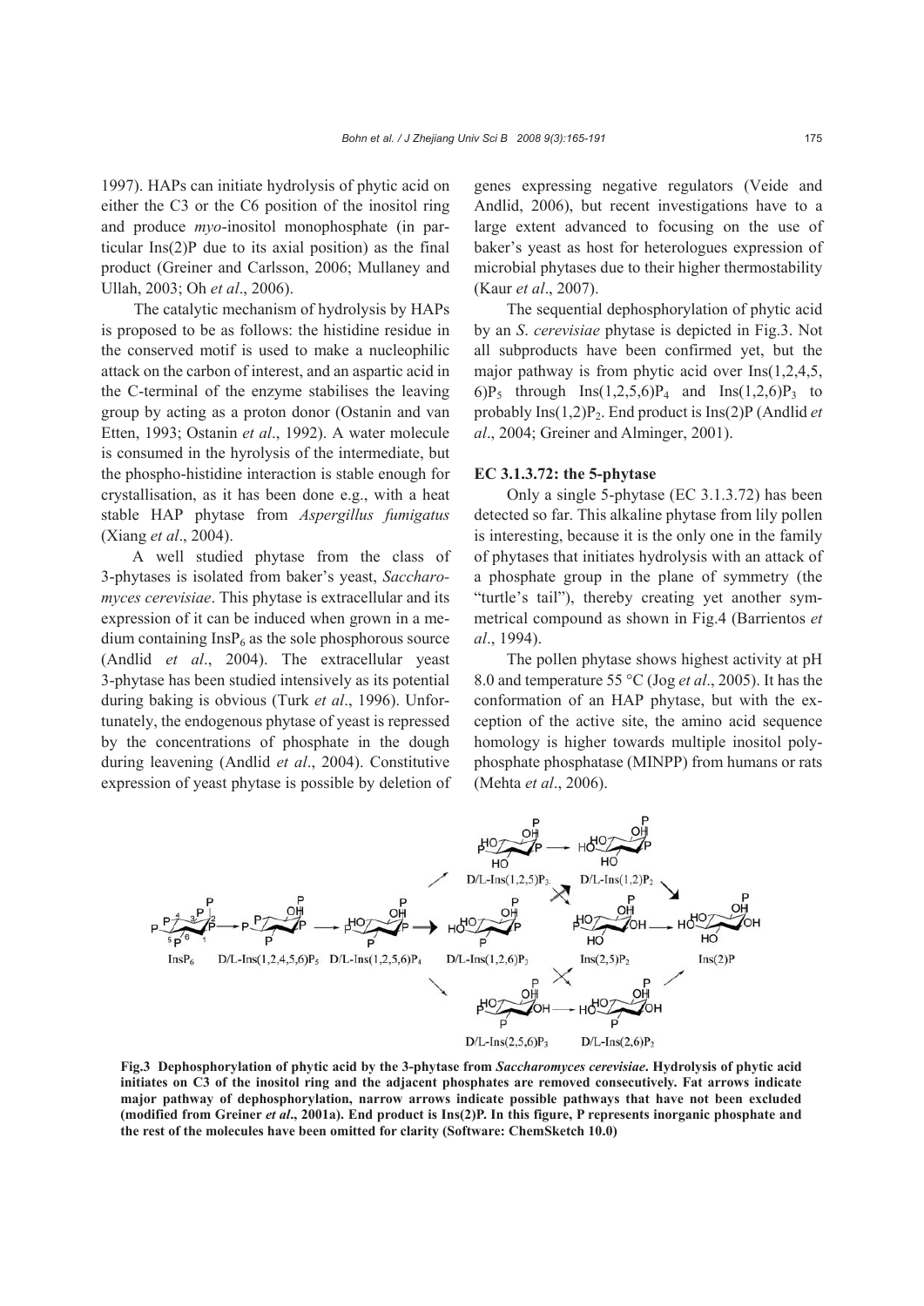1997). HAPs can initiate hydrolysis of phytic acid on either the C3 or the C6 position of the inositol ring and produce *myo*-inositol monophosphate (in particular Ins(2)P due to its axial position) as the final product (Greiner and Carlsson, 2006; Mullaney and Ullah, 2003; Oh *et al*., 2006).

The catalytic mechanism of hydrolysis by HAPs is proposed to be as follows: the histidine residue in the conserved motif is used to make a nucleophilic attack on the carbon of interest, and an aspartic acid in the C-terminal of the enzyme stabilises the leaving group by acting as a proton donor (Ostanin and van Etten, 1993; Ostanin *et al*., 1992). A water molecule is consumed in the hyrolysis of the intermediate, but the phospho-histidine interaction is stable enough for crystallisation, as it has been done e.g., with a heat stable HAP phytase from *Aspergillus fumigatus* (Xiang *et al*., 2004).

A well studied phytase from the class of 3-phytases is isolated from baker's yeast, *Saccharomyces cerevisiae*. This phytase is extracellular and its expression of it can be induced when grown in a medium containing $InsP_6$ as the sole phosphorous source (Andlid *et al*., 2004). The extracellular yeast 3-phytase has been studied intensively as its potential during baking is obvious (Turk *et al*., 1996). Unfortunately, the endogenous phytase of yeast is repressed by the concentrations of phosphate in the dough during leavening (Andlid *et al*., 2004). Constitutive expression of yeast phytase is possible by deletion of genes expressing negative regulators (Veide and Andlid, 2006), but recent investigations have to a large extent advanced to focusing on the use of baker's yeast as host for heterologues expression of microbial phytases due to their higher thermostability (Kaur *et al*., 2007).

The sequential dephosphorylation of phytic acid by an *S. cerevisiae* phytase is depicted in Fig.3. Not all subproducts have been confirmed yet, but the major pathway is from phytic acid over Ins(1,2,4,5,6)$P_5$ through Ins(1,2,5,6)$P_4$ and Ins(1,2,6)$P_3$ to probably Ins(1,2)$P_2$. End product is Ins(2)P (Andlid *et al*., 2004; Greiner and Alminger, 2001).

### EC 3.1.3.72: the 5-phytase

Only a single 5-phytase (EC 3.1.3.72) has been detected so far. This alkaline phytase from lily pollen is interesting, because it is the only one in the family of phytases that initiates hydrolysis with an attack of a phosphate group in the plane of symmetry (the "turtle's tail"), thereby creating yet another symmetrical compound as shown in Fig.4 (Barrientos *et al*., 1994).

The pollen phytase shows highest activity at pH 8.0 and temperature 55 °C (Jog *et al*., 2005). It has the conformation of an HAP phytase, but with the exception of the active site, the amino acid sequence homology is higher towards multiple inositol polyphosphate phosphatase (MINPP) from humans or rats (Mehta *et al*., 2006).

**Fig.3 Dephosphorylation of phytic acid by the 3-phytase from *Saccharomyces cerevisiae*. Hydrolysis of phytic acid initiates on C3 of the inositol ring and the adjacent phosphates are removed consecutively. Fat arrows indicate major pathway of dephosphorylation, narrow arrows indicate possible pathways that have not been excluded (modified from Greiner *et al*., 2001a). End product is Ins(2)P. In this figure, P represents inorganic phosphate and the rest of the molecules have been omitted for clarity (Software: ChemSketch 10.0)**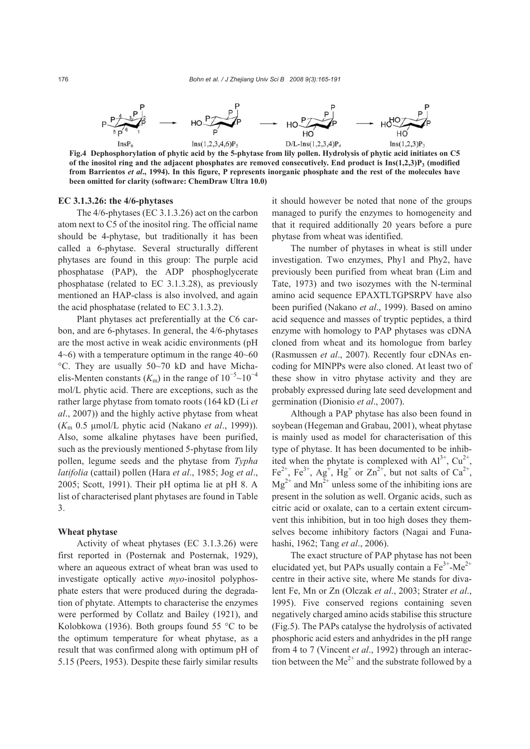Fig.4 Dephosphorylation of phytic acid by the 5-phytase from lily pollen. Hydrolysis of phytic acid initiates on C5 of the inositol ring and the adjacent phosphates are removed consecutively. End product is Ins(1,2,3)$P_3$ (modified from Barrientos *et al*., 1994). In this figure, P represents inorganic phosphate and the rest of the molecules have been omitted for clarity (software: ChemDraw Ultra 10.0)

### EC 3.1.3.26: the 4/6-phytases

The 4/6-phytases (EC 3.1.3.26) act on the carbon atom next to C5 of the inositol ring. The official name should be 4-phytase, but traditionally it has been called a 6-phytase. Several structurally different phytases are found in this group: The purple acid phosphatase (PAP), the ADP phosphoglycerate phosphatase (related to EC 3.1.3.28), as previously mentioned an HAP-class is also involved, and again the acid phosphatase (related to EC 3.1.3.2).

Plant phytases act preferentially at the C6 carbon, and are 6-phytases. In general, the 4/6-phytases are the most active in weak acidic environments (pH 4~6) with a temperature optimum in the range 40~60 °C. They are usually 50~70 kD and have Michaelis-Menten constants ($K_m$) in the range of $10^{-5}$~$10^{-4}$ mol/L phytic acid. There are exceptions, such as the rather large phytase from tomato roots (164 kD (Li *et al*., 2007)) and the highly active phytase from wheat ($K_m$ 0.5 μmol/L phytic acid (Nakano *et al*., 1999)). Also, some alkaline phytases have been purified, such as the previously mentioned 5-phytase from lily pollen, legume seeds and the phytase from *Typha latifolia* (cattail) pollen (Hara *et al*., 1985; Jog *et al*., 2005; Scott, 1991). Their pH optima lie at pH 8. A list of characterised plant phytases are found in Table 3.

### Wheat phytase

Activity of wheat phytases (EC 3.1.3.26) were first reported in (Posternak and Posternak, 1929), where an aqueous extract of wheat bran was used to investigate optically active *myo*-inositol polyphosphate esters that were produced during the degradation of phytate. Attempts to characterise the enzymes were performed by Collatz and Bailey (1921), and Kolobkowa (1936). Both groups found 55 °C to be the optimum temperature for wheat phytase, as a result that was confirmed along with optimum pH of 5.15 (Peers, 1953). Despite these fairly similar results it should however be noted that none of the groups managed to purify the enzymes to homogeneity and that it required additionally 20 years before a pure phytase from wheat was identified.

The number of phytases in wheat is still under investigation. Two enzymes, Phy1 and Phy2, have previously been purified from wheat bran (Lim and Tate, 1973) and two isozymes with the N-terminal amino acid sequence EPAXTLTGPSRPV have also been purified (Nakano *et al*., 1999). Based on amino acid sequence and masses of tryptic peptides, a third enzyme with homology to PAP phytases was cDNA cloned from wheat and its homologue from barley (Rasmussen *et al*., 2007). Recently four cDNAs encoding for MINPPs were also cloned. At least two of these show in vitro phytase activity and they are probably expressed during late seed development and germination (Dionisio *et al*., 2007).

Although a PAP phytase has also been found in soybean (Hegeman and Grabau, 2001), wheat phytase is mainly used as model for characterisation of this type of phytase. It has been documented to be inhibited when the phytate is complexed with $Al^{3+}$, $Cu^{2+}$, $Fe^{2+}$, $Fe^{3+}$, $Ag^{+}$, $Hg^{+}$ or $Zn^{2+}$, but not salts of $Ca^{2+}$, $Mg^{2+}$ and $Mn^{2+}$ unless some of the inhibiting ions are present in the solution as well. Organic acids, such as citric acid or oxalate, can to a certain extent circumvent this inhibition, but in too high doses they themselves become inhibitory factors (Nagai and Funahashi, 1962; Tang *et al*., 2006).

The exact structure of PAP phytase has not been elucidated yet, but PAPs usually contain a $Fe^{3+}$-$Me^{2+}$ centre in their active site, where Me stands for divalent Fe, Mn or Zn (Olczak *et al*., 2003; Strater *et al*., 1995). Five conserved regions containing seven negatively charged amino acids stabilise this structure (Fig.5). The PAPs catalyse the hydrolysis of activated phosphoric acid esters and anhydrides in the pH range from 4 to 7 (Vincent *et al*., 1992) through an interaction between the $Me^{2+}$ and the substrate followed by a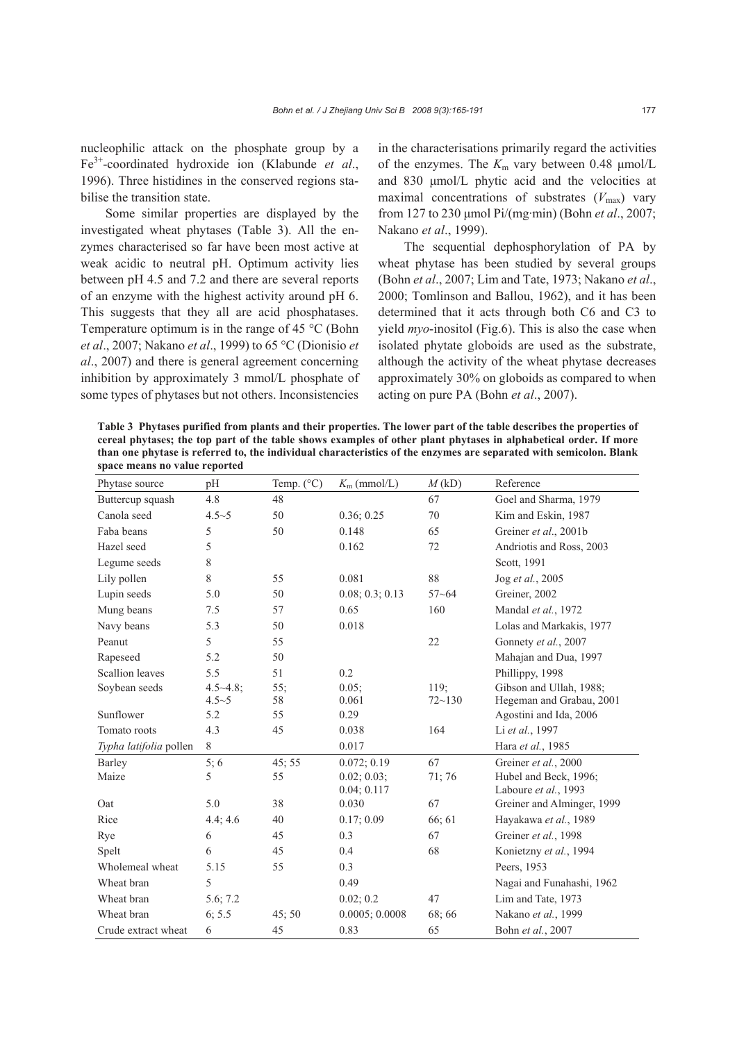nucleophilic attack on the phosphate group by a $Fe^{3+}$-coordinated hydroxide ion (Klabunde *et al*., 1996). Three histidines in the conserved regions stabilise the transition state.

Some similar properties are displayed by the investigated wheat phytases (Table 3). All the enzymes characterised so far have been most active at weak acidic to neutral pH. Optimum activity lies between pH 4.5 and 7.2 and there are several reports of an enzyme with the highest activity around pH 6. This suggests that they all are acid phosphatases. Temperature optimum is in the range of 45 °C (Bohn *et al*., 2007; Nakano *et al*., 1999) to 65 °C (Dionisio *et al*., 2007) and there is general agreement concerning inhibition by approximately 3 mmol/L phosphate of some types of phytases but not others. Inconsistencies in the characterisations primarily regard the activities of the enzymes. The $K_m$ vary between 0.48 μmol/L and 830 μmol/L phytic acid and the velocities at maximal concentrations of substrates ($V_{max}$) vary from 127 to 230 μmol Pi/(mg·min) (Bohn *et al*., 2007; Nakano *et al*., 1999).

The sequential dephosphorylation of PA by wheat phytase has been studied by several groups (Bohn *et al*., 2007; Lim and Tate, 1973; Nakano *et al*., 2000; Tomlinson and Ballou, 1962), and it has been determined that it acts through both C6 and C3 to yield *myo*-inositol (Fig.6). This is also the case when isolated phytate globoids are used as the substrate, although the activity of the wheat phytase decreases approximately 30% on globoids as compared to when acting on pure PA (Bohn *et al*., 2007).

**Table 3 Phytases purified from plants and their properties. The lower part of the table describes the properties of cereal phytases; the top part of the table shows examples of other plant phytases in alphabetical order. If more than one phytase is referred to, the individual characteristics of the enzymes are separated with semicolon. Blank space means no value reported**

| Phytase source | pH | Temp. (°C) | $K_m$ (mmol/L) | $M$ (kD) | Reference |
|---|---|---|---|---|---|
| Buttercup squash | 4.8 | 48 | | 67 | Goel and Sharma, 1979 |
| Canola seed | 4.5~5 | 50 | 0.36; 0.25 | 70 | Kim and Eskin, 1987 |
| Faba beans | 5 | 50 | 0.148 | 65 | Greiner *et al*., 2001b |
| Hazel seed | 5 | | 0.162 | 72 | Andriotis and Ross, 2003 |
| Legume seeds | 8 | | | | Scott, 1991 |
| Lily pollen | 8 | 55 | 0.081 | 88 | Jog *et al*., 2005 |
| Lupin seeds | 5.0 | 50 | 0.08; 0.3; 0.13 | 57~64 | Greiner, 2002 |
| Mung beans | 7.5 | 57 | 0.65 | 160 | Mandal *et al*., 1972 |
| Navy beans | 5.3 | 50 | 0.018 | | Lolas and Markakis, 1977 |
| Peanut | 5 | 55 | | 22 | Gonnety *et al*., 2007 |
| Rapeseed | 5.2 | 50 | | | Mahajan and Dua, 1997 |
| Scallion leaves | 5.5 | 51 | 0.2 | | Phillippy, 1998 |
| Soybean seeds | 4.5~4.8; 4.5~5 | 55; 58 | 0.05; 0.061 | 119; 72~130 | Gibson and Ullah, 1988; Hegeman and Grabau, 2001 |
| Sunflower | 5.2 | 55 | 0.29 | | Agostini and Ida, 2006 |
| Tomato roots | 4.3 | 45 | 0.038 | 164 | Li *et al*., 1997 |
| *Typha latifolia* pollen | 8 | | 0.017 | | Hara *et al*., 1985 |
| Barley | 5; 6 | 45; 55 | 0.072; 0.19 | 67 | Greiner *et al*., 2000 |
| Maize | 5 | 55 | 0.02; 0.03; 0.04; 0.117 | 71; 76 | Hubel and Beck, 1996; Laboure *et al*., 1993 |
| Oat | 5.0 | 38 | 0.030 | 67 | Greiner and Alminger, 1999 |
| Rice | 4.4; 4.6 | 40 | 0.17; 0.09 | 66; 61 | Hayakawa *et al*., 1989 |
| Rye | 6 | 45 | 0.3 | 67 | Greiner *et al*., 1998 |
| Spelt | 6 | 45 | 0.4 | 68 | Konietzny *et al*., 1994 |
| Wholemeal wheat | 5.15 | 55 | 0.3 | | Peers, 1953 |
| Wheat bran | 5 | | 0.49 | | Nagai and Funahashi, 1962 |
| Wheat bran | 5.6; 7.2 | | 0.02; 0.2 | 47 | Lim and Tate, 1973 |
| Wheat bran | 6; 5.5 | 45; 50 | 0.0005; 0.0008 | 68; 66 | Nakano *et al*., 1999 |
| Crude extract wheat | 6 | 45 | 0.83 | 65 | Bohn *et al*., 2007 |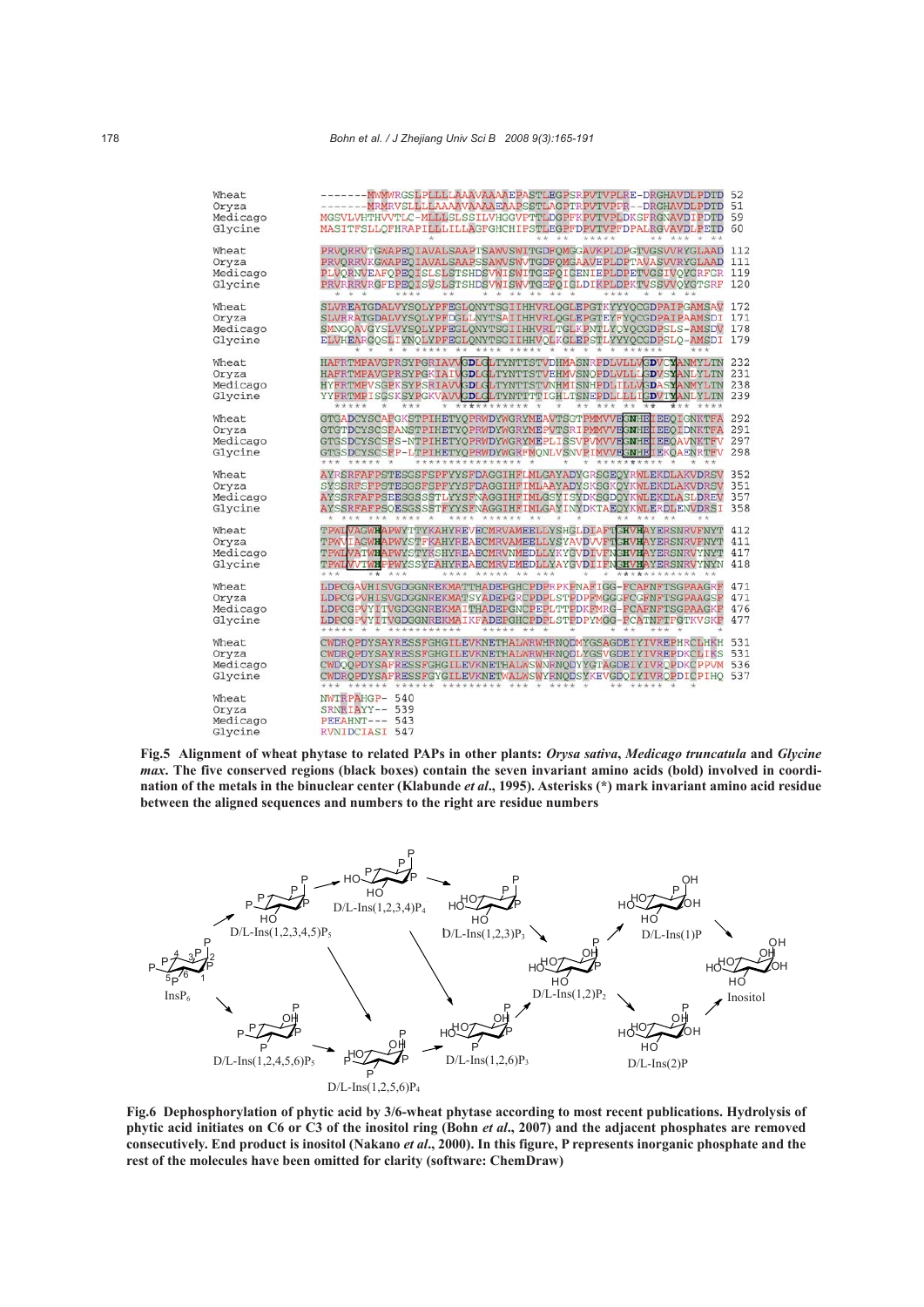**Fig.5 Alignment of wheat phytase to related PAPs in other plants: *Orysa sativa*, *Medicago truncatula* and *Glycine max*. The five conserved regions (black boxes) contain the seven invariant amino acids (bold) involved in coordination of the metals in the binuclear center (Klabunde *et al*., 1995). Asterisks (*) mark invariant amino acid residue between the aligned sequences and numbers to the right are residue numbers**

**Fig.6 Dephosphorylation of phytic acid by 3/6-wheat phytase according to most recent publications. Hydrolysis of phytic acid initiates on C6 or C3 of the inositol ring (Bohn *et al*., 2007) and the adjacent phosphates are removed consecutively. End product is inositol (Nakano *et al*., 2000). In this figure, P represents inorganic phosphate and the rest of the molecules have been omitted for clarity (software: ChemDraw)**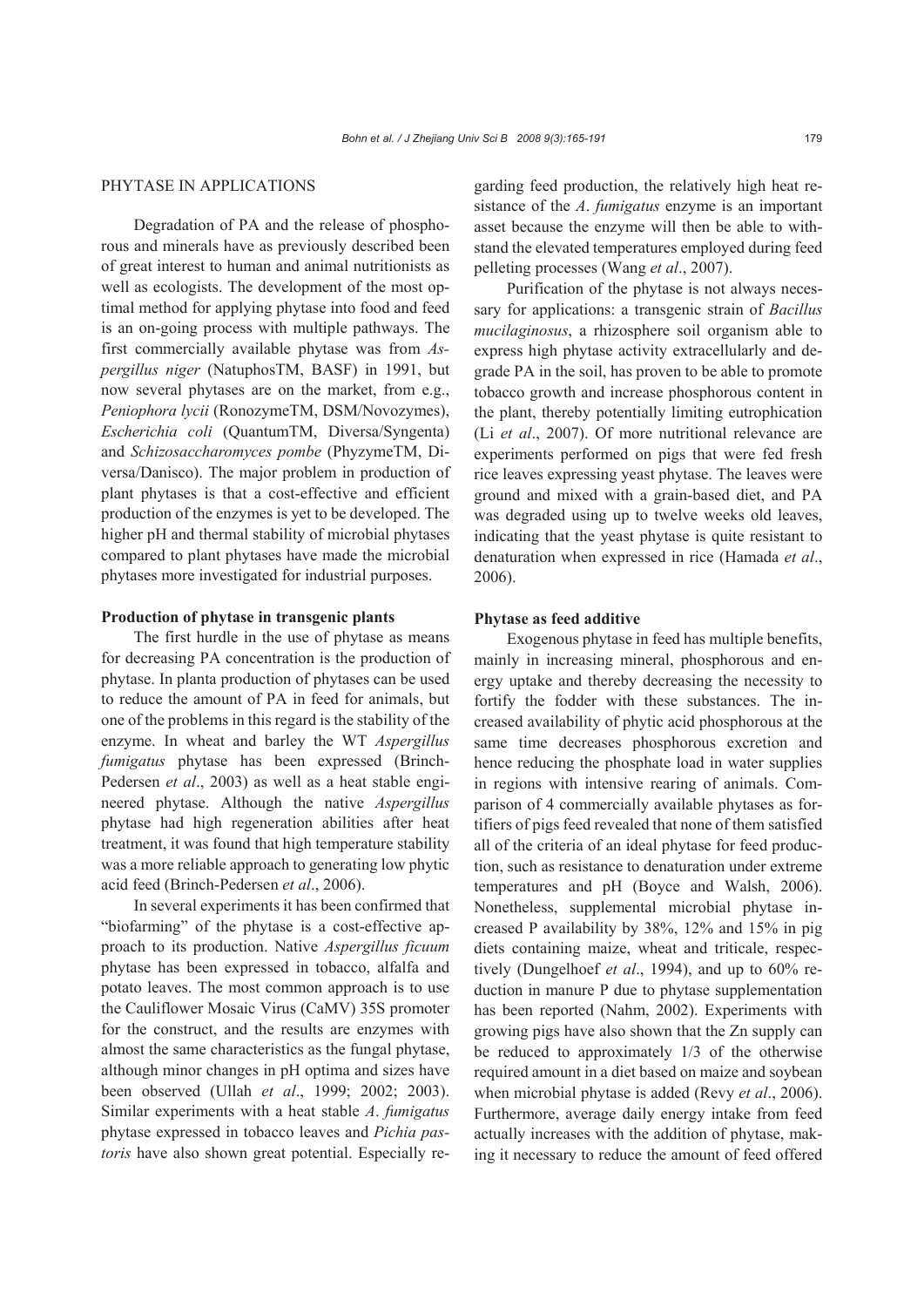## PHYTASE IN APPLICATIONS

Degradation of PA and the release of phosphorous and minerals have as previously described been of great interest to human and animal nutritionists as well as ecologists. The development of the most optimal method for applying phytase into food and feed is an on-going process with multiple pathways. The first commercially available phytase was from *Aspergillus niger* (NatuphosTM, BASF) in 1991, but now several phytases are on the market, from e.g., *Peniophora lycii* (RonozymeTM, DSM/Novozymes), *Escherichia coli* (QuantumTM, Diversa/Syngenta) and *Schizosaccharomyces pombe* (PhyzymeTM, Diversa/Danisco). The major problem in production of plant phytases is that a cost-effective and efficient production of the enzymes is yet to be developed. The higher pH and thermal stability of microbial phytases compared to plant phytases have made the microbial phytases more investigated for industrial purposes.

### Production of phytase in transgenic plants

The first hurdle in the use of phytase as means for decreasing PA concentration is the production of phytase. In planta production of phytases can be used to reduce the amount of PA in feed for animals, but one of the problems in this regard is the stability of the enzyme. In wheat and barley the WT *Aspergillus fumigatus* phytase has been expressed (Brinch-Pedersen *et al*., 2003) as well as a heat stable engineered phytase. Although the native *Aspergillus* phytase had high regeneration abilities after heat treatment, it was found that high temperature stability was a more reliable approach to generating low phytic acid feed (Brinch-Pedersen *et al*., 2006).

In several experiments it has been confirmed that "biofarming" of the phytase is a cost-effective approach to its production. Native *Aspergillus ficuum* phytase has been expressed in tobacco, alfalfa and potato leaves. The most common approach is to use the Cauliflower Mosaic Virus (CaMV) 35S promoter for the construct, and the results are enzymes with almost the same characteristics as the fungal phytase, although minor changes in pH optima and sizes have been observed (Ullah *et al*., 1999; 2002; 2003). Similar experiments with a heat stable *A*. *fumigatus* phytase expressed in tobacco leaves and *Pichia pastoris* have also shown great potential. Especially regarding feed production, the relatively high heat resistance of the *A*. *fumigatus* enzyme is an important asset because the enzyme will then be able to withstand the elevated temperatures employed during feed pelleting processes (Wang *et al*., 2007).

Purification of the phytase is not always necessary for applications: a transgenic strain of *Bacillus mucilaginosus*, a rhizosphere soil organism able to express high phytase activity extracellularly and degrade PA in the soil, has proven to be able to promote tobacco growth and increase phosphorous content in the plant, thereby potentially limiting eutrophication (Li *et al*., 2007). Of more nutritional relevance are experiments performed on pigs that were fed fresh rice leaves expressing yeast phytase. The leaves were ground and mixed with a grain-based diet, and PA was degraded using up to twelve weeks old leaves, indicating that the yeast phytase is quite resistant to denaturation when expressed in rice (Hamada *et al*., 2006).

### Phytase as feed additive

Exogenous phytase in feed has multiple benefits, mainly in increasing mineral, phosphorous and energy uptake and thereby decreasing the necessity to fortify the fodder with these substances. The increased availability of phytic acid phosphorous at the same time decreases phosphorous excretion and hence reducing the phosphate load in water supplies in regions with intensive rearing of animals. Comparison of 4 commercially available phytases as fortifiers of pigs feed revealed that none of them satisfied all of the criteria of an ideal phytase for feed production, such as resistance to denaturation under extreme temperatures and pH (Boyce and Walsh, 2006). Nonetheless, supplemental microbial phytase increased P availability by 38%, 12% and 15% in pig diets containing maize, wheat and triticale, respectively (Dungelhoef *et al*., 1994), and up to 60% reduction in manure P due to phytase supplementation has been reported (Nahm, 2002). Experiments with growing pigs have also shown that the Zn supply can be reduced to approximately 1/3 of the otherwise required amount in a diet based on maize and soybean when microbial phytase is added (Revy *et al*., 2006). Furthermore, average daily energy intake from feed actually increases with the addition of phytase, making it necessary to reduce the amount of feed offered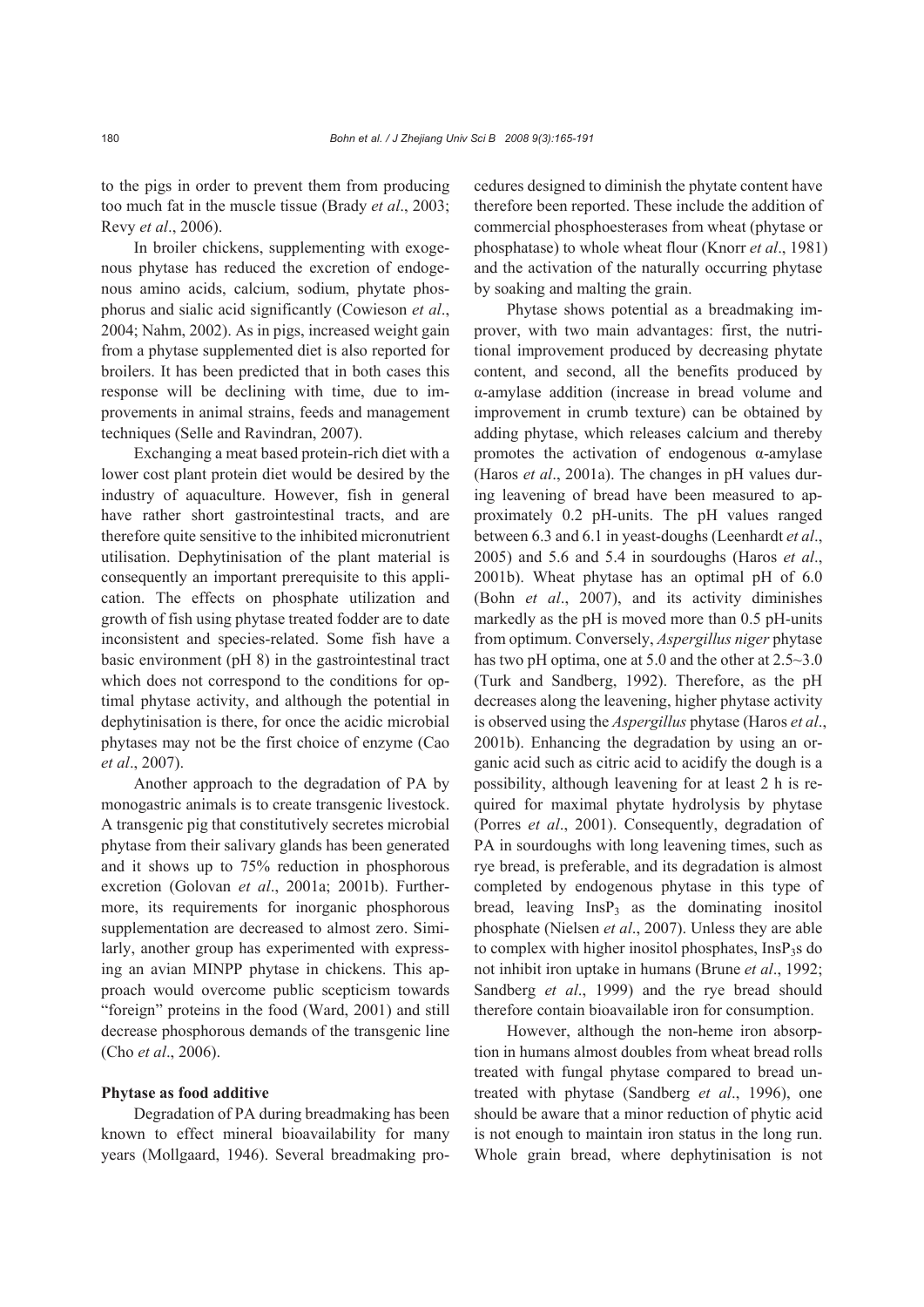to the pigs in order to prevent them from producing too much fat in the muscle tissue (Brady *et al*., 2003; Revy *et al*., 2006).

In broiler chickens, supplementing with exogenous phytase has reduced the excretion of endogenous amino acids, calcium, sodium, phytate phosphorus and sialic acid significantly (Cowieson *et al*., 2004; Nahm, 2002). As in pigs, increased weight gain from a phytase supplemented diet is also reported for broilers. It has been predicted that in both cases this response will be declining with time, due to improvements in animal strains, feeds and management techniques (Selle and Ravindran, 2007).

Exchanging a meat based protein-rich diet with a lower cost plant protein diet would be desired by the industry of aquaculture. However, fish in general have rather short gastrointestinal tracts, and are therefore quite sensitive to the inhibited micronutrient utilisation. Dephytinisation of the plant material is consequently an important prerequisite to this application. The effects on phosphate utilization and growth of fish using phytase treated fodder are to date inconsistent and species-related. Some fish have a basic environment (pH 8) in the gastrointestinal tract which does not correspond to the conditions for optimal phytase activity, and although the potential in dephytinisation is there, for once the acidic microbial phytases may not be the first choice of enzyme (Cao *et al*., 2007).

Another approach to the degradation of PA by monogastric animals is to create transgenic livestock. A transgenic pig that constitutively secretes microbial phytase from their salivary glands has been generated and it shows up to 75% reduction in phosphorous excretion (Golovan *et al*., 2001a; 2001b). Furthermore, its requirements for inorganic phosphorous supplementation are decreased to almost zero. Similarly, another group has experimented with expressing an avian MINPP phytase in chickens. This approach would overcome public scepticism towards "foreign" proteins in the food (Ward, 2001) and still decrease phosphorous demands of the transgenic line (Cho *et al*., 2006).

**Phytase as food additive**

Degradation of PA during breadmaking has been known to effect mineral bioavailability for many years (Mollgaard, 1946). Several breadmaking procedures designed to diminish the phytate content have therefore been reported. These include the addition of commercial phosphoesterases from wheat (phytase or phosphatase) to whole wheat flour (Knorr *et al*., 1981) and the activation of the naturally occurring phytase by soaking and malting the grain.

Phytase shows potential as a breadmaking improver, with two main advantages: first, the nutritional improvement produced by decreasing phytate content, and second, all the benefits produced by α-amylase addition (increase in bread volume and improvement in crumb texture) can be obtained by adding phytase, which releases calcium and thereby promotes the activation of endogenous α-amylase (Haros *et al*., 2001a). The changes in pH values during leavening of bread have been measured to approximately 0.2 pH-units. The pH values ranged between 6.3 and 6.1 in yeast-doughs (Leenhardt *et al*., 2005) and 5.6 and 5.4 in sourdoughs (Haros *et al*., 2001b). Wheat phytase has an optimal pH of 6.0 (Bohn *et al*., 2007), and its activity diminishes markedly as the pH is moved more than 0.5 pH-units from optimum. Conversely, *Aspergillus niger* phytase has two pH optima, one at 5.0 and the other at 2.5~3.0 (Turk and Sandberg, 1992). Therefore, as the pH decreases along the leavening, higher phytase activity is observed using the *Aspergillus* phytase (Haros *et al*., 2001b). Enhancing the degradation by using an organic acid such as citric acid to acidify the dough is a possibility, although leavening for at least 2 h is required for maximal phytate hydrolysis by phytase (Porres *et al*., 2001). Consequently, degradation of PA in sourdoughs with long leavening times, such as rye bread, is preferable, and its degradation is almost completed by endogenous phytase in this type of bread, leaving $InsP_3$ as the dominating inositol phosphate (Nielsen *et al*., 2007). Unless they are able to complex with higher inositol phosphates, $InsP_3$s do not inhibit iron uptake in humans (Brune *et al*., 1992; Sandberg *et al*., 1999) and the rye bread should therefore contain bioavailable iron for consumption.

However, although the non-heme iron absorption in humans almost doubles from wheat bread rolls treated with fungal phytase compared to bread untreated with phytase (Sandberg *et al*., 1996), one should be aware that a minor reduction of phytic acid is not enough to maintain iron status in the long run. Whole grain bread, where dephytinisation is not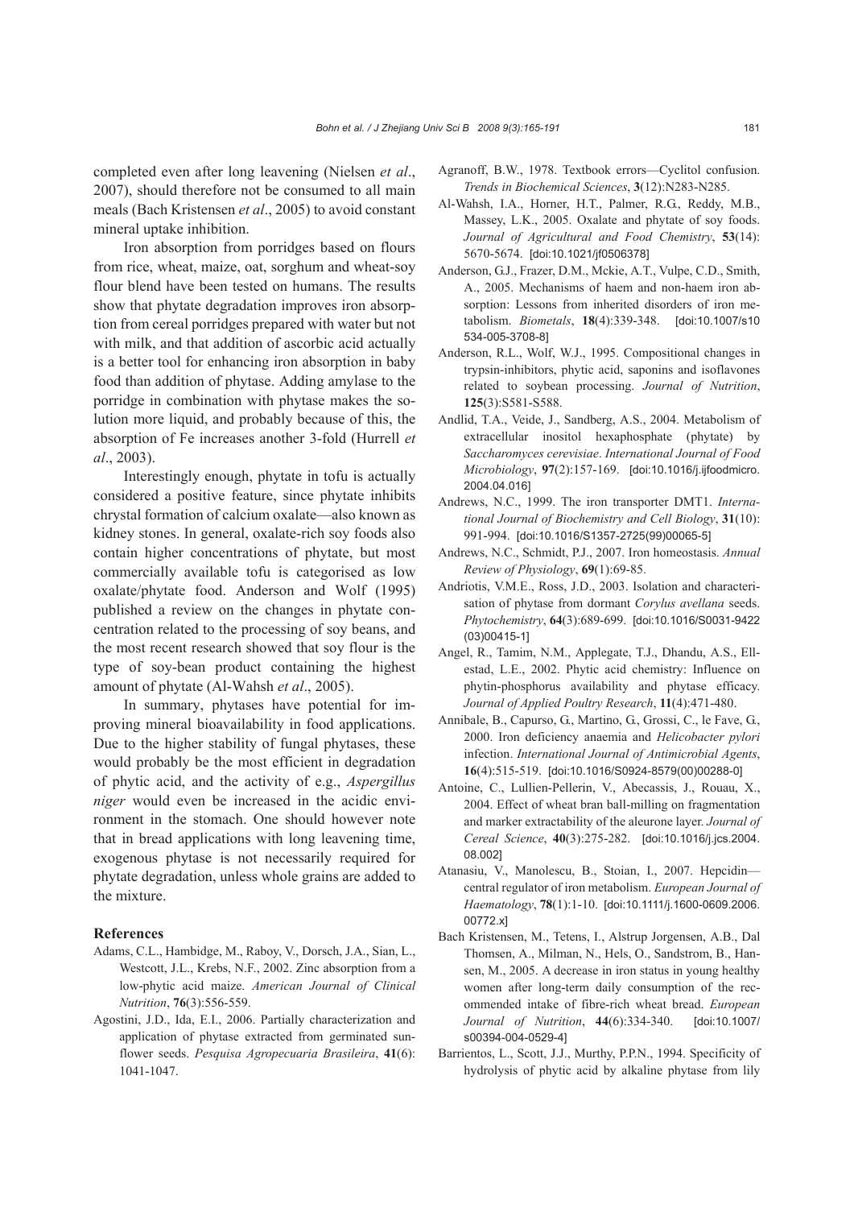completed even after long leavening (Nielsen *et al*., 2007), should therefore not be consumed to all main meals (Bach Kristensen *et al*., 2005) to avoid constant mineral uptake inhibition.

Iron absorption from porridges based on flours from rice, wheat, maize, oat, sorghum and wheat-soy flour blend have been tested on humans. The results show that phytate degradation improves iron absorption from cereal porridges prepared with water but not with milk, and that addition of ascorbic acid actually is a better tool for enhancing iron absorption in baby food than addition of phytase. Adding amylase to the porridge in combination with phytase makes the solution more liquid, and probably because of this, the absorption of Fe increases another 3-fold (Hurrell *et al*., 2003).

Interestingly enough, phytate in tofu is actually considered a positive feature, since phytate inhibits chrystal formation of calcium oxalate—also known as kidney stones. In general, oxalate-rich soy foods also contain higher concentrations of phytate, but most commercially available tofu is categorised as low oxalate/phytate food. Anderson and Wolf (1995) published a review on the changes in phytate concentration related to the processing of soy beans, and the most recent research showed that soy flour is the type of soy-bean product containing the highest amount of phytate (Al-Wahsh *et al*., 2005).

In summary, phytases have potential for improving mineral bioavailability in food applications. Due to the higher stability of fungal phytases, these would probably be the most efficient in degradation of phytic acid, and the activity of e.g., *Aspergillus niger* would even be increased in the acidic environment in the stomach. One should however note that in bread applications with long leavening time, exogenous phytase is not necessarily required for phytate degradation, unless whole grains are added to the mixture.

## References

Adams, C.L., Hambidge, M., Raboy, V., Dorsch, J.A., Sian, L., Westcott, J.L., Krebs, N.F., 2002. Zinc absorption from a low-phytic acid maize. *American Journal of Clinical Nutrition*, **76**(3):556-559.

Agostini, J.D., Ida, E.I., 2006. Partially characterization and application of phytase extracted from germinated sunflower seeds. *Pesquisa Agropecuaria Brasileira*, **41**(6): 1041-1047.

Agranoff, B.W., 1978. Textbook errors—Cyclitol confusion. *Trends in Biochemical Sciences*, **3**(12):N283-N285.

Al-Wahsh, I.A., Horner, H.T., Palmer, R.G., Reddy, M.B., Massey, L.K., 2005. Oxalate and phytate of soy foods. *Journal of Agricultural and Food Chemistry*, **53**(14): 5670-5674. [doi:10.1021/jf0506378]

Anderson, G.J., Frazer, D.M., Mckie, A.T., Vulpe, C.D., Smith, A., 2005. Mechanisms of haem and non-haem iron absorption: Lessons from inherited disorders of iron metabolism. *Biometals*, **18**(4):339-348. [doi:10.1007/s10534-005-3708-8]

Anderson, R.L., Wolf, W.J., 1995. Compositional changes in trypsin-inhibitors, phytic acid, saponins and isoflavones related to soybean processing. *Journal of Nutrition*, **125**(3):S581-S588.

Andlid, T.A., Veide, J., Sandberg, A.S., 2004. Metabolism of extracellular inositol hexaphosphate (phytate) by *Saccharomyces cerevisiae*. *International Journal of Food Microbiology*, **97**(2):157-169. [doi:10.1016/j.ijfoodmicro.2004.04.016]

Andrews, N.C., 1999. The iron transporter DMT1. *International Journal of Biochemistry and Cell Biology*, **31**(10): 991-994. [doi:10.1016/S1357-2725(99)00065-5]

Andrews, N.C., Schmidt, P.J., 2007. Iron homeostasis. *Annual Review of Physiology*, **69**(1):69-85.

Andriotis, V.M.E., Ross, J.D., 2003. Isolation and characterisation of phytase from dormant *Corylus avellana* seeds. *Phytochemistry*, **64**(3):689-699. [doi:10.1016/S0031-9422(03)00415-1]

Angel, R., Tamim, N.M., Applegate, T.J., Dhandu, A.S., Ellestad, L.E., 2002. Phytic acid chemistry: Influence on phytin-phosphorus availability and phytase efficacy. *Journal of Applied Poultry Research*, **11**(4):471-480.

Annibale, B., Capurso, G., Martino, G., Grossi, C., le Fave, G., 2000. Iron deficiency anaemia and *Helicobacter pylori* infection. *International Journal of Antimicrobial Agents*, **16**(4):515-519. [doi:10.1016/S0924-8579(00)00288-0]

Antoine, C., Lullien-Pellerin, V., Abecassis, J., Rouau, X., 2004. Effect of wheat bran ball-milling on fragmentation and marker extractability of the aleurone layer. *Journal of Cereal Science*, **40**(3):275-282. [doi:10.1016/j.jcs.2004.08.002]

Atanasiu, V., Manolescu, B., Stoian, I., 2007. Hepcidin—central regulator of iron metabolism. *European Journal of Haematology*, **78**(1):1-10. [doi:10.1111/j.1600-0609.2006.00772.x]

Bach Kristensen, M., Tetens, I., Alstrup Jorgensen, A.B., Dal Thomsen, A., Milman, N., Hels, O., Sandstrom, B., Hansen, M., 2005. A decrease in iron status in young healthy women after long-term daily consumption of the recommended intake of fibre-rich wheat bread. *European Journal of Nutrition*, **44**(6):334-340. [doi:10.1007/s00394-004-0529-4]

Barrientos, L., Scott, J.J., Murthy, P.P.N., 1994. Specificity of hydrolysis of phytic acid by alkaline phytase from lily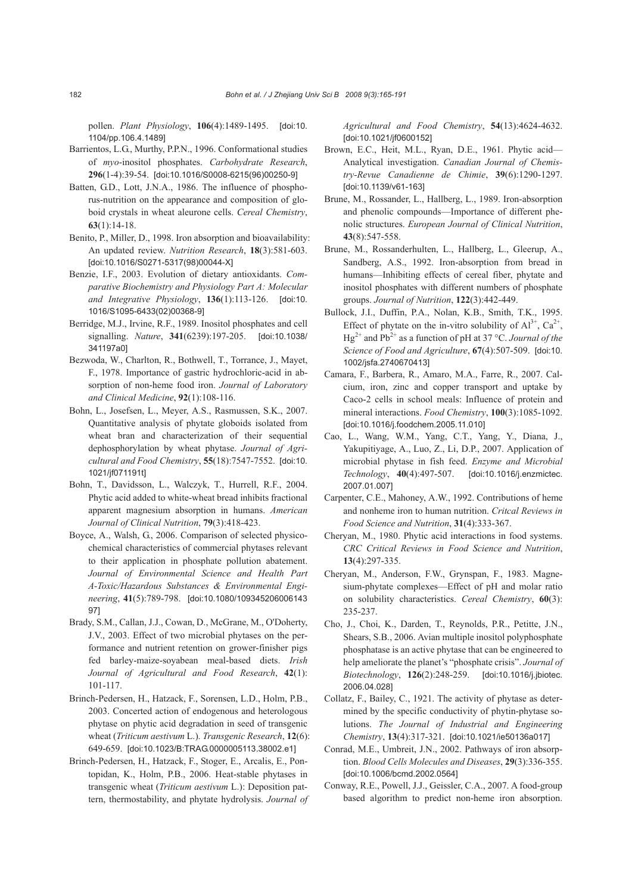pollen. *Plant Physiology*, **106**(4):1489-1495. [doi:10.1104/pp.106.4.1489]

Barrientos, L.G., Murthy, P.P.N., 1996. Conformational studies of *myo*-inositol phosphates. *Carbohydrate Research*, **296**(1-4):39-54. [doi:10.1016/S0008-6215(96)00250-9]

Batten, G.D., Lott, J.N.A., 1986. The influence of phosphorus-nutrition on the appearance and composition of globoid crystals in wheat aleurone cells. *Cereal Chemistry*, **63**(1):14-18.

Benito, P., Miller, D., 1998. Iron absorption and bioavailability: An updated review. *Nutrition Research*, **18**(3):581-603. [doi:10.1016/S0271-5317(98)00044-X]

Benzie, I.F., 2003. Evolution of dietary antioxidants. *Comparative Biochemistry and Physiology Part A: Molecular and Integrative Physiology*, **136**(1):113-126. [doi:10.1016/S1095-6433(02)00368-9]

Berridge, M.J., Irvine, R.F., 1989. Inositol phosphates and cell signalling. *Nature*, **341**(6239):197-205. [doi:10.1038/341197a0]

Bezwoda, W., Charlton, R., Bothwell, T., Torrance, J., Mayet, F., 1978. Importance of gastric hydrochloric-acid in absorption of non-heme food iron. *Journal of Laboratory and Clinical Medicine*, **92**(1):108-116.

Bohn, L., Josefsen, L., Meyer, A.S., Rasmussen, S.K., 2007. Quantitative analysis of phytate globoids isolated from wheat bran and characterization of their sequential dephosphorylation by wheat phytase. *Journal of Agricultural and Food Chemistry*, **55**(18):7547-7552. [doi:10.1021/jf071191t]

Bohn, T., Davidsson, L., Walczyk, T., Hurrell, R.F., 2004. Phytic acid added to white-wheat bread inhibits fractional apparent magnesium absorption in humans. *American Journal of Clinical Nutrition*, **79**(3):418-423.

Boyce, A., Walsh, G., 2006. Comparison of selected physicochemical characteristics of commercial phytases relevant to their application in phosphate pollution abatement. *Journal of Environmental Science and Health Part A-Toxic/Hazardous Substances & Environmental Engineering*, **41**(5):789-798. [doi:10.1080/10934520600614397]

Brady, S.M., Callan, J.J., Cowan, D., McGrane, M., O'Doherty, J.V., 2003. Effect of two microbial phytases on the performance and nutrient retention on grower-finisher pigs fed barley-maize-soyabean meal-based diets. *Irish Journal of Agricultural and Food Research*, **42**(1):101-117.

Brinch-Pedersen, H., Hatzack, F., Sorensen, L.D., Holm, P.B., 2003. Concerted action of endogenous and heterologous phytase on phytic acid degradation in seed of transgenic wheat (*Triticum aestivum* L.). *Transgenic Research*, **12**(6):649-659. [doi:10.1023/B:TRAG.0000005113.38002.e1]

Brinch-Pedersen, H., Hatzack, F., Stoger, E., Arcalis, E., Pontopidan, K., Holm, P.B., 2006. Heat-stable phytases in transgenic wheat (*Triticum aestivum* L.): Deposition pattern, thermostability, and phytate hydrolysis. *Journal of Agricultural and Food Chemistry*, **54**(13):4624-4632. [doi:10.1021/jf0600152]

Brown, E.C., Heit, M.L., Ryan, D.E., 1961. Phytic acid—Analytical investigation. *Canadian Journal of Chemistry-Revue Canadienne de Chimie*, **39**(6):1290-1297. [doi:10.1139/v61-163]

Brune, M., Rossander, L., Hallberg, L., 1989. Iron-absorption and phenolic compounds—Importance of different phenolic structures. *European Journal of Clinical Nutrition*, **43**(8):547-558.

Brune, M., Rossanderhulten, L., Hallberg, L., Gleerup, A., Sandberg, A.S., 1992. Iron-absorption from bread in humans—Inhibiting effects of cereal fiber, phytate and inositol phosphates with different numbers of phosphate groups. *Journal of Nutrition*, **122**(3):442-449.

Bullock, J.I., Duffin, P.A., Nolan, K.B., Smith, T.K., 1995. Effect of phytate on the in-vitro solubility of $Al^{3+}$, $Ca^{2+}$, $Hg^{2+}$ and $Pb^{2+}$ as a function of pH at 37 °C. *Journal of the Science of Food and Agriculture*, **67**(4):507-509. [doi:10.1002/jsfa.2740670413]

Camara, F., Barbera, R., Amaro, M.A., Farre, R., 2007. Calcium, iron, zinc and copper transport and uptake by Caco-2 cells in school meals: Influence of protein and mineral interactions. *Food Chemistry*, **100**(3):1085-1092. [doi:10.1016/j.foodchem.2005.11.010]

Cao, L., Wang, W.M., Yang, C.T., Yang, Y., Diana, J., Yakupitiyage, A., Luo, Z., Li, D.P., 2007. Application of microbial phytase in fish feed. *Enzyme and Microbial Technology*, **40**(4):497-507. [doi:10.1016/j.enzmictec.2007.01.007]

Carpenter, C.E., Mahoney, A.W., 1992. Contributions of heme and nonheme iron to human nutrition. *Critcal Reviews in Food Science and Nutrition*, **31**(4):333-367.

Cheryan, M., 1980. Phytic acid interactions in food systems. *CRC Critical Reviews in Food Science and Nutrition*, **13**(4):297-335.

Cheryan, M., Anderson, F.W., Grynspan, F., 1983. Magnesium-phytate complexes—Effect of pH and molar ratio on solubility characteristics. *Cereal Chemistry*, **60**(3):235-237.

Cho, J., Choi, K., Darden, T., Reynolds, P.R., Petitte, J.N., Shears, S.B., 2006. Avian multiple inositol polyphosphate phosphatase is an active phytase that can be engineered to help ameliorate the planet's "phosphate crisis". *Journal of Biotechnology*, **126**(2):248-259. [doi:10.1016/j.jbiotec.2006.04.028]

Collatz, F., Bailey, C., 1921. The activity of phytase as determined by the specific conductivity of phytin-phytase solutions. *The Journal of Industrial and Engineering Chemistry*, **13**(4):317-321. [doi:10.1021/ie50136a017]

Conrad, M.E., Umbreit, J.N., 2002. Pathways of iron absorption. *Blood Cells Molecules and Diseases*, **29**(3):336-355. [doi:10.1006/bcmd.2002.0564]

Conway, R.E., Powell, J.J., Geissler, C.A., 2007. A food-group based algorithm to predict non-heme iron absorption.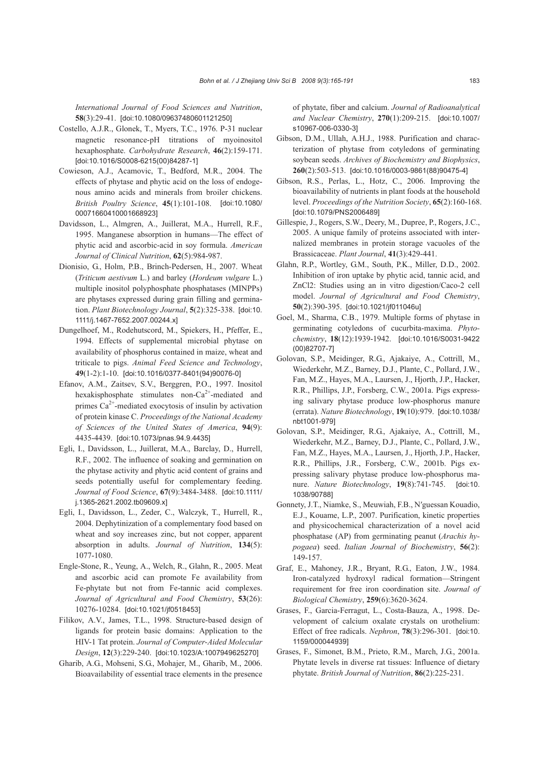*International Journal of Food Sciences and Nutrition*, **58**(3):29-41. [doi:10.1080/09637480601121250]

Costello, A.J.R., Glonek, T., Myers, T.C., 1976. P-31 nuclear magnetic resonance-pH titrations of myoinositol hexaphosphate. *Carbohydrate Research*, **46**(2):159-171. [doi:10.1016/S0008-6215(00)84287-1]

Cowieson, A.J., Acamovic, T., Bedford, M.R., 2004. The effects of phytase and phytic acid on the loss of endogenous amino acids and minerals from broiler chickens. *British Poultry Science*, **45**(1):101-108. [doi:10.1080/00071660410001668923]

Davidsson, L., Almgren, A., Juillerat, M.A., Hurrell, R.F., 1995. Manganese absorption in humans—The effect of phytic acid and ascorbic-acid in soy formula. *American Journal of Clinical Nutrition*, **62**(5):984-987.

Dionisio, G., Holm, P.B., Brinch-Pedersen, H., 2007. Wheat (*Triticum aestivum* L.) and barley (*Hordeum vulgare* L.) multiple inositol polyphosphate phosphatases (MINPPs) are phytases expressed during grain filling and germination. *Plant Biotechnology Journal*, **5**(2):325-338. [doi:10.1111/j.1467-7652.2007.00244.x]

Dungelhoef, M., Rodehutscord, M., Spiekers, H., Pfeffer, E., 1994. Effects of supplemental microbial phytase on availability of phosphorus contained in maize, wheat and triticale to pigs. *Animal Feed Science and Technology*, **49**(1-2):1-10. [doi:10.1016/0377-8401(94)90076-0]

Efanov, A.M., Zaitsev, S.V., Berggren, P.O., 1997. Inositol hexakisphosphate stimulates non-$Ca^{2+}$-mediated and primes $Ca^{2+}$-mediated exocytosis of insulin by activation of protein kinase C. *Proceedings of the National Academy of Sciences of the United States of America*, **94**(9):4435-4439. [doi:10.1073/pnas.94.9.4435]

Egli, I., Davidsson, L., Juillerat, M.A., Barclay, D., Hurrell, R.F., 2002. The influence of soaking and germination on the phytase activity and phytic acid content of grains and seeds potentially useful for complementary feeding. *Journal of Food Science*, **67**(9):3484-3488. [doi:10.1111/j.1365-2621.2002.tb09609.x]

Egli, I., Davidsson, L., Zeder, C., Walczyk, T., Hurrell, R., 2004. Dephytinization of a complementary food based on wheat and soy increases zinc, but not copper, apparent absorption in adults. *Journal of Nutrition*, **134**(5):1077-1080.

Engle-Stone, R., Yeung, A., Welch, R., Glahn, R., 2005. Meat and ascorbic acid can promote Fe availability from Fe-phytate but not from Fe-tannic acid complexes. *Journal of Agricultural and Food Chemistry*, **53**(26):10276-10284. [doi:10.1021/jf0518453]

Filikov, A.V., James, T.L., 1998. Structure-based design of ligands for protein basic domains: Application to the HIV-1 Tat protein. *Journal of Computer-Aided Molecular Design*, **12**(3):229-240. [doi:10.1023/A:1007949625270]

Gharib, A.G., Mohseni, S.G., Mohajer, M., Gharib, M., 2006. Bioavailability of essential trace elements in the presence of phytate, fiber and calcium. *Journal of Radioanalytical and Nuclear Chemistry*, **270**(1):209-215. [doi:10.1007/s10967-006-0330-3]

Gibson, D.M., Ullah, A.H.J., 1988. Purification and characterization of phytase from cotyledons of germinating soybean seeds. *Archives of Biochemistry and Biophysics*, **260**(2):503-513. [doi:10.1016/0003-9861(88)90475-4]

Gibson, R.S., Perlas, L., Hotz, C., 2006. Improving the bioavailability of nutrients in plant foods at the household level. *Proceedings of the Nutrition Society*, **65**(2):160-168. [doi:10.1079/PNS2006489]

Gillespie, J., Rogers, S.W., Deery, M., Dupree, P., Rogers, J.C., 2005. A unique family of proteins associated with internalized membranes in protein storage vacuoles of the Brassicaceae. *Plant Journal*, **41**(3):429-441.

Glahn, R.P., Wortley, G.M., South, P.K., Miller, D.D., 2002. Inhibition of iron uptake by phytic acid, tannic acid, and ZnCl2: Studies using an in vitro digestion/Caco-2 cell model. *Journal of Agricultural and Food Chemistry*, **50**(2):390-395. [doi:10.1021/jf011046u]

Goel, M., Sharma, C.B., 1979. Multiple forms of phytase in germinating cotyledons of cucurbita-maxima. *Phytochemistry*, **18**(12):1939-1942. [doi:10.1016/S0031-9422(00)82707-7]

Golovan, S.P., Meidinger, R.G., Ajakaiye, A., Cottrill, M., Wiederkehr, M.Z., Barney, D.J., Plante, C., Pollard, J.W., Fan, M.Z., Hayes, M.A., Laursen, J., Hjorth, J.P., Hacker, R.R., Phillips, J.P., Forsberg, C.W., 2001a. Pigs expressing salivary phytase produce low-phosphorus manure (errata). *Nature Biotechnology*, **19**(10):979. [doi:10.1038/nbt1001-979]

Golovan, S.P., Meidinger, R.G., Ajakaiye, A., Cottrill, M., Wiederkehr, M.Z., Barney, D.J., Plante, C., Pollard, J.W., Fan, M.Z., Hayes, M.A., Laursen, J., Hjorth, J.P., Hacker, R.R., Phillips, J.R., Forsberg, C.W., 2001b. Pigs expressing salivary phytase produce low-phosphorus manure. *Nature Biotechnology*, **19**(8):741-745. [doi:10.1038/90788]

Gonnety, J.T., Niamke, S., Meuwiah, F.B., N′guessan Kouadio, E.J., Kouame, L.P., 2007. Purification, kinetic properties and physicochemical characterization of a novel acid phosphatase (AP) from germinating peanut (*Arachis hypogaea*) seed. *Italian Journal of Biochemistry*, **56**(2):149-157.

Graf, E., Mahoney, J.R., Bryant, R.G., Eaton, J.W., 1984. Iron-catalyzed hydroxyl radical formation—Stringent requirement for free iron coordination site. *Journal of Biological Chemistry*, **259**(6):3620-3624.

Grases, F., Garcia-Ferragut, L., Costa-Bauza, A., 1998. Development of calcium oxalate crystals on urothelium: Effect of free radicals. *Nephron*, **78**(3):296-301. [doi:10.1159/000044939]

Grases, F., Simonet, B.M., Prieto, R.M., March, J.G., 2001a. Phytate levels in diverse rat tissues: Influence of dietary phytate. *British Journal of Nutrition*, **86**(2):225-231.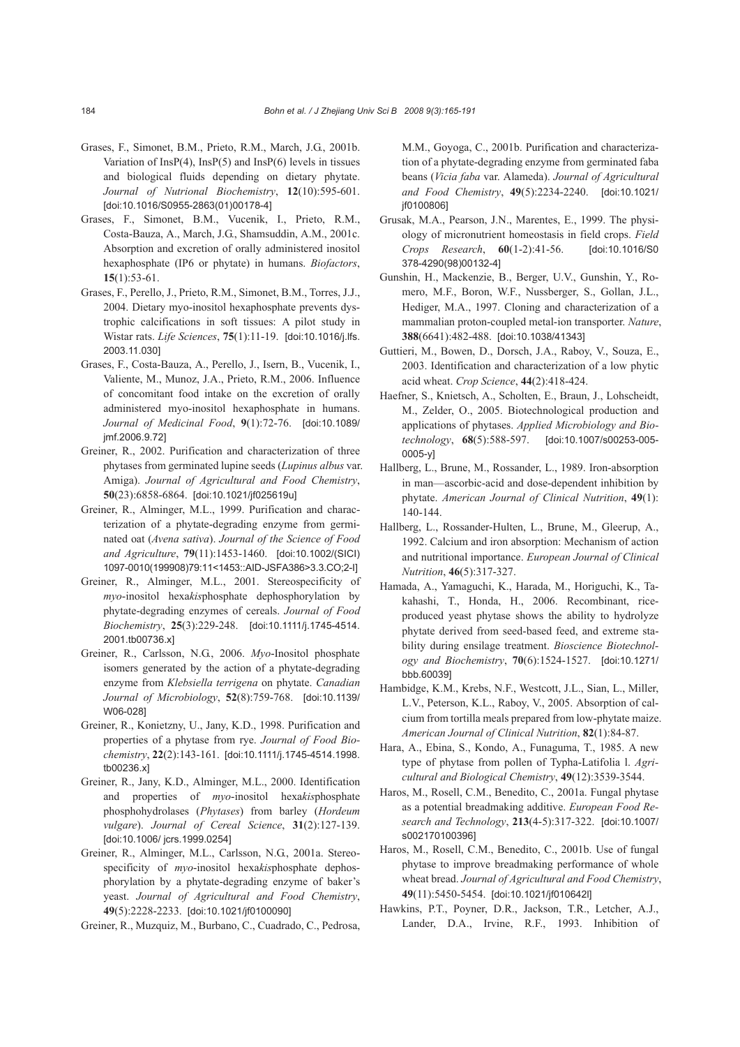Grases, F., Simonet, B.M., Prieto, R.M., March, J.G., 2001b. Variation of InsP(4), InsP(5) and InsP(6) levels in tissues and biological fluids depending on dietary phytate. *Journal of Nutrional Biochemistry*, **12**(10):595-601. [doi:10.1016/S0955-2863(01)00178-4]

Grases, F., Simonet, B.M., Vucenik, I., Prieto, R.M., Costa-Bauza, A., March, J.G., Shamsuddin, A.M., 2001c. Absorption and excretion of orally administered inositol hexaphosphate (IP6 or phytate) in humans. *Biofactors*, **15**(1):53-61.

Grases, F., Perello, J., Prieto, R.M., Simonet, B.M., Torres, J.J., 2004. Dietary myo-inositol hexaphosphate prevents dystrophic calcifications in soft tissues: A pilot study in Wistar rats. *Life Sciences*, **75**(1):11-19. [doi:10.1016/j.lfs.2003.11.030]

Grases, F., Costa-Bauza, A., Perello, J., Isern, B., Vucenik, I., Valiente, M., Munoz, J.A., Prieto, R.M., 2006. Influence of concomitant food intake on the excretion of orally administered myo-inositol hexaphosphate in humans. *Journal of Medicinal Food*, **9**(1):72-76. [doi:10.1089/jmf.2006.9.72]

Greiner, R., 2002. Purification and characterization of three phytases from germinated lupine seeds (*Lupinus albus* var. Amiga). *Journal of Agricultural and Food Chemistry*, **50**(23):6858-6864. [doi:10.1021/jf025619u]

Greiner, R., Alminger, M.L., 1999. Purification and characterization of a phytate-degrading enzyme from germinated oat (*Avena sativa*). *Journal of the Science of Food and Agriculture*, **79**(11):1453-1460. [doi:10.1002/(SICI)1097-0010(199908)79:11<1453::AID-JSFA386>3.3.CO;2-I]

Greiner, R., Alminger, M.L., 2001. Stereospecificity of *myo*-inositol hexa*kis*phosphate dephosphorylation by phytate-degrading enzymes of cereals. *Journal of Food Biochemistry*, **25**(3):229-248. [doi:10.1111/j.1745-4514.2001.tb00736.x]

Greiner, R., Carlsson, N.G., 2006. *Myo*-Inositol phosphate isomers generated by the action of a phytate-degrading enzyme from *Klebsiella terrigena* on phytate. *Canadian Journal of Microbiology*, **52**(8):759-768. [doi:10.1139/W06-028]

Greiner, R., Konietzny, U., Jany, K.D., 1998. Purification and properties of a phytase from rye. *Journal of Food Biochemistry*, **22**(2):143-161. [doi:10.1111/j.1745-4514.1998.tb00236.x]

Greiner, R., Jany, K.D., Alminger, M.L., 2000. Identification and properties of *myo*-inositol hexa*kis*phosphate phosphohydrolases (*Phytases*) from barley (*Hordeum vulgare*). *Journal of Cereal Science*, **31**(2):127-139. [doi:10.1006/ jcrs.1999.0254]

Greiner, R., Alminger, M.L., Carlsson, N.G., 2001a. Stereospecificity of *myo*-inositol hexa*kis*phosphate dephosphorylation by a phytate-degrading enzyme of baker's yeast. *Journal of Agricultural and Food Chemistry*, **49**(5):2228-2233. [doi:10.1021/jf0100090]

Greiner, R., Muzquiz, M., Burbano, C., Cuadrado, C., Pedrosa, M.M., Goyoga, C., 2001b. Purification and characterization of a phytate-degrading enzyme from germinated faba beans (*Vicia faba* var. Alameda). *Journal of Agricultural and Food Chemistry*, **49**(5):2234-2240. [doi:10.1021/jf0100806]

Grusak, M.A., Pearson, J.N., Marentes, E., 1999. The physiology of micronutrient homeostasis in field crops. *Field Crops Research*, **60**(1-2):41-56. [doi:10.1016/S0378-4290(98)00132-4]

Gunshin, H., Mackenzie, B., Berger, U.V., Gunshin, Y., Romero, M.F., Boron, W.F., Nussberger, S., Gollan, J.L., Hediger, M.A., 1997. Cloning and characterization of a mammalian proton-coupled metal-ion transporter. *Nature*, **388**(6641):482-488. [doi:10.1038/41343]

Guttieri, M., Bowen, D., Dorsch, J.A., Raboy, V., Souza, E., 2003. Identification and characterization of a low phytic acid wheat. *Crop Science*, **44**(2):418-424.

Haefner, S., Knietsch, A., Scholten, E., Braun, J., Lohscheidt, M., Zelder, O., 2005. Biotechnological production and applications of phytases. *Applied Microbiology and Biotechnology*, **68**(5):588-597. [doi:10.1007/s00253-005-0005-y]

Hallberg, L., Brune, M., Rossander, L., 1989. Iron-absorption in man—ascorbic-acid and dose-dependent inhibition by phytate. *American Journal of Clinical Nutrition*, **49**(1):140-144.

Hallberg, L., Rossander-Hulten, L., Brune, M., Gleerup, A., 1992. Calcium and iron absorption: Mechanism of action and nutritional importance. *European Journal of Clinical Nutrition*, **46**(5):317-327.

Hamada, A., Yamaguchi, K., Harada, M., Horiguchi, K., Takahashi, T., Honda, H., 2006. Recombinant, rice-produced yeast phytase shows the ability to hydrolyze phytate derived from seed-based feed, and extreme stability during ensilage treatment. *Bioscience Biotechnology and Biochemistry*, **70**(6):1524-1527. [doi:10.1271/bbb.60039]

Hambidge, K.M., Krebs, N.F., Westcott, J.L., Sian, L., Miller, L.V., Peterson, K.L., Raboy, V., 2005. Absorption of calcium from tortilla meals prepared from low-phytate maize. *American Journal of Clinical Nutrition*, **82**(1):84-87.

Hara, A., Ebina, S., Kondo, A., Funaguma, T., 1985. A new type of phytase from pollen of Typha-Latifolia l. *Agricultural and Biological Chemistry*, **49**(12):3539-3544.

Haros, M., Rosell, C.M., Benedito, C., 2001a. Fungal phytase as a potential breadmaking additive. *European Food Research and Technology*, **213**(4-5):317-322. [doi:10.1007/s002170100396]

Haros, M., Rosell, C.M., Benedito, C., 2001b. Use of fungal phytase to improve breadmaking performance of whole wheat bread. *Journal of Agricultural and Food Chemistry*, **49**(11):5450-5454. [doi:10.1021/jf010642l]

Hawkins, P.T., Poyner, D.R., Jackson, T.R., Letcher, A.J., Lander, D.A., Irvine, R.F., 1993. Inhibition of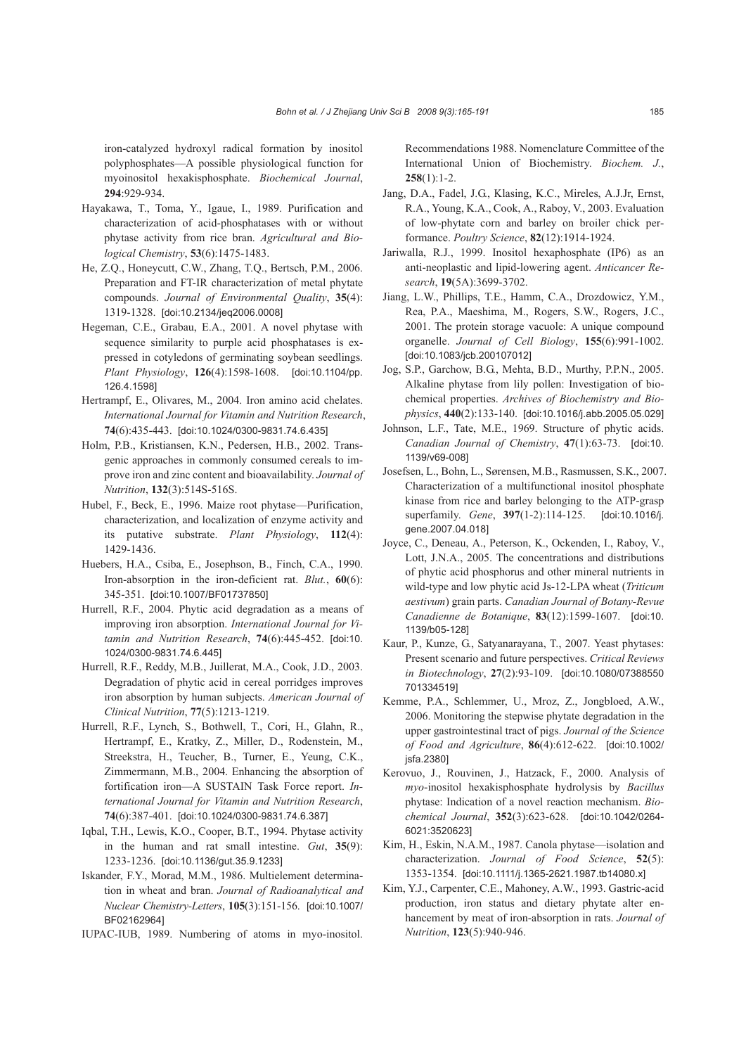iron-catalyzed hydroxyl radical formation by inositol polyphosphates—A possible physiological function for myoinositol hexakisphosphate. *Biochemical Journal*, **294**:929-934.

Hayakawa, T., Toma, Y., Igaue, I., 1989. Purification and characterization of acid-phosphatases with or without phytase activity from rice bran. *Agricultural and Biological Chemistry*, **53**(6):1475-1483.

He, Z.Q., Honeycutt, C.W., Zhang, T.Q., Bertsch, P.M., 2006. Preparation and FT-IR characterization of metal phytate compounds. *Journal of Environmental Quality*, **35**(4): 1319-1328. [doi:10.2134/jeq2006.0008]

Hegeman, C.E., Grabau, E.A., 2001. A novel phytase with sequence similarity to purple acid phosphatases is expressed in cotyledons of germinating soybean seedlings. *Plant Physiology*, **126**(4):1598-1608. [doi:10.1104/pp.126.4.1598]

Hertrampf, E., Olivares, M., 2004. Iron amino acid chelates. *International Journal for Vitamin and Nutrition Research*, **74**(6):435-443. [doi:10.1024/0300-9831.74.6.435]

Holm, P.B., Kristiansen, K.N., Pedersen, H.B., 2002. Transgenic approaches in commonly consumed cereals to improve iron and zinc content and bioavailability. *Journal of Nutrition*, **132**(3):514S-516S.

Hubel, F., Beck, E., 1996. Maize root phytase—Purification, characterization, and localization of enzyme activity and its putative substrate. *Plant Physiology*, **112**(4): 1429-1436.

Huebers, H.A., Csiba, E., Josephson, B., Finch, C.A., 1990. Iron-absorption in the iron-deficient rat. *Blut.*, **60**(6): 345-351. [doi:10.1007/BF01737850]

Hurrell, R.F., 2004. Phytic acid degradation as a means of improving iron absorption. *International Journal for Vitamin and Nutrition Research*, **74**(6):445-452. [doi:10.1024/0300-9831.74.6.445]

Hurrell, R.F., Reddy, M.B., Juillerat, M.A., Cook, J.D., 2003. Degradation of phytic acid in cereal porridges improves iron absorption by human subjects. *American Journal of Clinical Nutrition*, **77**(5):1213-1219.

Hurrell, R.F., Lynch, S., Bothwell, T., Cori, H., Glahn, R., Hertrampf, E., Kratky, Z., Miller, D., Rodenstein, M., Streekstra, H., Teucher, B., Turner, E., Yeung, C.K., Zimmermann, M.B., 2004. Enhancing the absorption of fortification iron—A SUSTAIN Task Force report. *International Journal for Vitamin and Nutrition Research*, **74**(6):387-401. [doi:10.1024/0300-9831.74.6.387]

Iqbal, T.H., Lewis, K.O., Cooper, B.T., 1994. Phytase activity in the human and rat small intestine. *Gut*, **35**(9): 1233-1236. [doi:10.1136/gut.35.9.1233]

Iskander, F.Y., Morad, M.M., 1986. Multielement determination in wheat and bran. *Journal of Radioanalytical and Nuclear Chemistry-Letters*, **105**(3):151-156. [doi:10.1007/BF02162964]

IUPAC-IUB, 1989. Numbering of atoms in myo-inositol. Recommendations 1988. Nomenclature Committee of the International Union of Biochemistry. *Biochem. J.*, **258**(1):1-2.

Jang, D.A., Fadel, J.G., Klasing, K.C., Mireles, A.J.Jr, Ernst, R.A., Young, K.A., Cook, A., Raboy, V., 2003. Evaluation of low-phytate corn and barley on broiler chick performance. *Poultry Science*, **82**(12):1914-1924.

Jariwalla, R.J., 1999. Inositol hexaphosphate (IP6) as an anti-neoplastic and lipid-lowering agent. *Anticancer Research*, **19**(5A):3699-3702.

Jiang, L.W., Phillips, T.E., Hamm, C.A., Drozdowicz, Y.M., Rea, P.A., Maeshima, M., Rogers, S.W., Rogers, J.C., 2001. The protein storage vacuole: A unique compound organelle. *Journal of Cell Biology*, **155**(6):991-1002. [doi:10.1083/jcb.200107012]

Jog, S.P., Garchow, B.G., Mehta, B.D., Murthy, P.P.N., 2005. Alkaline phytase from lily pollen: Investigation of biochemical properties. *Archives of Biochemistry and Biophysics*, **440**(2):133-140. [doi:10.1016/j.abb.2005.05.029]

Johnson, L.F., Tate, M.E., 1969. Structure of phytic acids. *Canadian Journal of Chemistry*, **47**(1):63-73. [doi:10.1139/v69-008]

Josefsen, L., Bohn, L., Sørensen, M.B., Rasmussen, S.K., 2007. Characterization of a multifunctional inositol phosphate kinase from rice and barley belonging to the ATP-grasp superfamily. *Gene*, **397**(1-2):114-125. [doi:10.1016/j.gene.2007.04.018]

Joyce, C., Deneau, A., Peterson, K., Ockenden, I., Raboy, V., Lott, J.N.A., 2005. The concentrations and distributions of phytic acid phosphorus and other mineral nutrients in wild-type and low phytic acid Js-12-LPA wheat (*Triticum aestivum*) grain parts. *Canadian Journal of Botany-Revue Canadienne de Botanique*, **83**(12):1599-1607. [doi:10.1139/b05-128]

Kaur, P., Kunze, G., Satyanarayana, T., 2007. Yeast phytases: Present scenario and future perspectives. *Critical Reviews in Biotechnology*, **27**(2):93-109. [doi:10.1080/07388550701334519]

Kemme, P.A., Schlemmer, U., Mroz, Z., Jongbloed, A.W., 2006. Monitoring the stepwise phytate degradation in the upper gastrointestinal tract of pigs. *Journal of the Science of Food and Agriculture*, **86**(4):612-622. [doi:10.1002/jsfa.2380]

Kerovuo, J., Rouvinen, J., Hatzack, F., 2000. Analysis of *myo*-inositol hexakisphosphate hydrolysis by *Bacillus* phytase: Indication of a novel reaction mechanism. *Biochemical Journal*, **352**(3):623-628. [doi:10.1042/0264-6021:3520623]

Kim, H., Eskin, N.A.M., 1987. Canola phytase—isolation and characterization. *Journal of Food Science*, **52**(5): 1353-1354. [doi:10.1111/j.1365-2621.1987.tb14080.x]

Kim, Y.J., Carpenter, C.E., Mahoney, A.W., 1993. Gastric-acid production, iron status and dietary phytate alter enhancement by meat of iron-absorption in rats. *Journal of Nutrition*, **123**(5):940-946.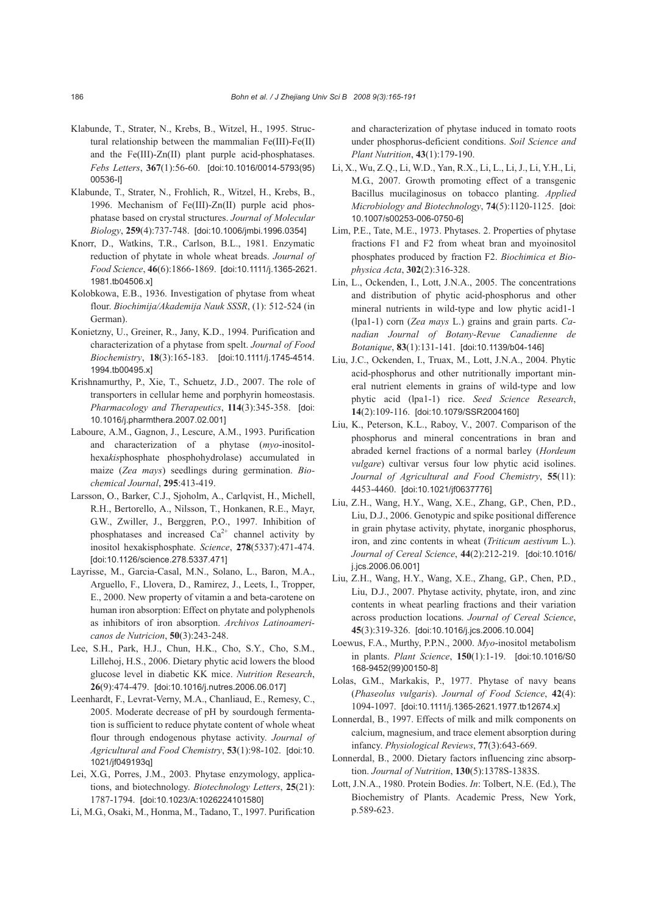Klabunde, T., Strater, N., Krebs, B., Witzel, H., 1995. Structural relationship between the mammalian Fe(III)-Fe(II) and the Fe(III)-Zn(II) plant purple acid-phosphatases. *Febs Letters*, **367**(1):56-60. [doi:10.1016/0014-5793(95)00536-I]

Klabunde, T., Strater, N., Frohlich, R., Witzel, H., Krebs, B., 1996. Mechanism of Fe(III)-Zn(II) purple acid phosphatase based on crystal structures. *Journal of Molecular Biology*, **259**(4):737-748. [doi:10.1006/jmbi.1996.0354]

Knorr, D., Watkins, T.R., Carlson, B.L., 1981. Enzymatic reduction of phytate in whole wheat breads. *Journal of Food Science*, **46**(6):1866-1869. [doi:10.1111/j.1365-2621.1981.tb04506.x]

Kolobkowa, E.B., 1936. Investigation of phytase from wheat flour. *Biochimija/Akademija Nauk SSSR*, (1): 512-524 (in German).

Konietzny, U., Greiner, R., Jany, K.D., 1994. Purification and characterization of a phytase from spelt. *Journal of Food Biochemistry*, **18**(3):165-183. [doi:10.1111/j.1745-4514.1994.tb00495.x]

Krishnamurthy, P., Xie, T., Schuetz, J.D., 2007. The role of transporters in cellular heme and porphyrin homeostasis. *Pharmacology and Therapeutics*, **114**(3):345-358. [doi:10.1016/j.pharmthera.2007.02.001]

Laboure, A.M., Gagnon, J., Lescure, A.M., 1993. Purification and characterization of a phytase (*myo*-inositol-hexa*kis*phosphate phosphohydrolase) accumulated in maize (*Zea mays*) seedlings during germination. *Biochemical Journal*, **295**:413-419.

Larsson, O., Barker, C.J., Sjoholm, A., Carlqvist, H., Michell, R.H., Bertorello, A., Nilsson, T., Honkanen, R.E., Mayr, G.W., Zwiller, J., Berggren, P.O., 1997. Inhibition of phosphatases and increased $Ca^{2+}$ channel activity by inositol hexakisphosphate. *Science*, **278**(5337):471-474. [doi:10.1126/science.278.5337.471]

Layrisse, M., Garcia-Casal, M.N., Solano, L., Baron, M.A., Arguello, F., Llovera, D., Ramirez, J., Leets, I., Tropper, E., 2000. New property of vitamin a and beta-carotene on human iron absorption: Effect on phytate and polyphenols as inhibitors of iron absorption. *Archivos Latinoamericanos de Nutricion*, **50**(3):243-248.

Lee, S.H., Park, H.J., Chun, H.K., Cho, S.Y., Cho, S.M., Lillehoj, H.S., 2006. Dietary phytic acid lowers the blood glucose level in diabetic KK mice. *Nutrition Research*, **26**(9):474-479. [doi:10.1016/j.nutres.2006.06.017]

Leenhardt, F., Levrat-Verny, M.A., Chanliaud, E., Remesy, C., 2005. Moderate decrease of pH by sourdough fermentation is sufficient to reduce phytate content of whole wheat flour through endogenous phytase activity. *Journal of Agricultural and Food Chemistry*, **53**(1):98-102. [doi:10.1021/jf049193q]

Lei, X.G., Porres, J.M., 2003. Phytase enzymology, applications, and biotechnology. *Biotechnology Letters*, **25**(21): 1787-1794. [doi:10.1023/A:1026224101580]

Li, M.G., Osaki, M., Honma, M., Tadano, T., 1997. Purification and characterization of phytase induced in tomato roots under phosphorus-deficient conditions. *Soil Science and Plant Nutrition*, **43**(1):179-190.

Li, X., Wu, Z.Q., Li, W.D., Yan, R.X., Li, L., Li, J., Li, Y.H., Li, M.G., 2007. Growth promoting effect of a transgenic Bacillus mucilaginosus on tobacco planting. *Applied Microbiology and Biotechnology*, **74**(5):1120-1125. [doi:10.1007/s00253-006-0750-6]

Lim, P.E., Tate, M.E., 1973. Phytases. 2. Properties of phytase fractions F1 and F2 from wheat bran and myoinositol phosphates produced by fraction F2. *Biochimica et Biophysica Acta*, **302**(2):316-328.

Lin, L., Ockenden, I., Lott, J.N.A., 2005. The concentrations and distribution of phytic acid-phosphorus and other mineral nutrients in wild-type and low phytic acid1-1 (lpa1-1) corn (*Zea mays* L.) grains and grain parts. *Canadian Journal of Botany-Revue Canadienne de Botanique*, **83**(1):131-141. [doi:10.1139/b04-146]

Liu, J.C., Ockenden, I., Truax, M., Lott, J.N.A., 2004. Phytic acid-phosphorus and other nutritionally important mineral nutrient elements in grains of wild-type and low phytic acid (lpa1-1) rice. *Seed Science Research*, **14**(2):109-116. [doi:10.1079/SSR2004160]

Liu, K., Peterson, K.L., Raboy, V., 2007. Comparison of the phosphorus and mineral concentrations in bran and abraded kernel fractions of a normal barley (*Hordeum vulgare*) cultivar versus four low phytic acid isolines. *Journal of Agricultural and Food Chemistry*, **55**(11): 4453-4460. [doi:10.1021/jf0637776]

Liu, Z.H., Wang, H.Y., Wang, X.E., Zhang, G.P., Chen, P.D., Liu, D.J., 2006. Genotypic and spike positional difference in grain phytase activity, phytate, inorganic phosphorus, iron, and zinc contents in wheat (*Triticum aestivum* L.). *Journal of Cereal Science*, **44**(2):212-219. [doi:10.1016/j.jcs.2006.06.001]

Liu, Z.H., Wang, H.Y., Wang, X.E., Zhang, G.P., Chen, P.D., Liu, D.J., 2007. Phytase activity, phytate, iron, and zinc contents in wheat pearling fractions and their variation across production locations. *Journal of Cereal Science*, **45**(3):319-326. [doi:10.1016/j.jcs.2006.10.004]

Loewus, F.A., Murthy, P.P.N., 2000. *Myo*-inositol metabolism in plants. *Plant Science*, **150**(1):1-19. [doi:10.1016/S0168-9452(99)00150-8]

Lolas, G.M., Markakis, P., 1977. Phytase of navy beans (*Phaseolus vulgaris*). *Journal of Food Science*, **42**(4): 1094-1097. [doi:10.1111/j.1365-2621.1977.tb12674.x]

Lonnerdal, B., 1997. Effects of milk and milk components on calcium, magnesium, and trace element absorption during infancy. *Physiological Reviews*, **77**(3):643-669.

Lonnerdal, B., 2000. Dietary factors influencing zinc absorption. *Journal of Nutrition*, **130**(5):1378S-1383S.

Lott, J.N.A., 1980. Protein Bodies. *In*: Tolbert, N.E. (Ed.), The Biochemistry of Plants. Academic Press, New York, p.589-623.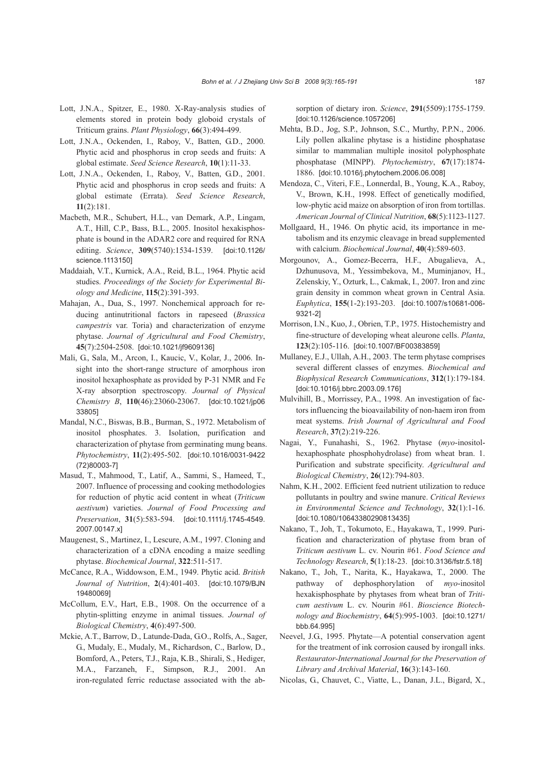Lott, J.N.A., Spitzer, E., 1980. X-Ray-analysis studies of elements stored in protein body globoid crystals of Triticum grains. *Plant Physiology*, **66**(3):494-499.

Lott, J.N.A., Ockenden, I., Raboy, V., Batten, G.D., 2000. Phytic acid and phosphorus in crop seeds and fruits: A global estimate. *Seed Science Research*, **10**(1):11-33.

Lott, J.N.A., Ockenden, I., Raboy, V., Batten, G.D., 2001. Phytic acid and phosphorus in crop seeds and fruits: A global estimate (Errata). *Seed Science Research*, **11**(2):181.

Macbeth, M.R., Schubert, H.L., van Demark, A.P., Lingam, A.T., Hill, C.P., Bass, B.L., 2005. Inositol hexakisphosphate is bound in the ADAR2 core and required for RNA editing. *Science*, **309**(5740):1534-1539. [doi:10.1126/science.1113150]

Maddaiah, V.T., Kurnick, A.A., Reid, B.L., 1964. Phytic acid studies. *Proceedings of the Society for Experimental Biology and Medicine*, **115**(2):391-393.

Mahajan, A., Dua, S., 1997. Nonchemical approach for reducing antinutritional factors in rapeseed (*Brassica campestris* var. Toria) and characterization of enzyme phytase. *Journal of Agricultural and Food Chemistry*, **45**(7):2504-2508. [doi:10.1021/jf9609136]

Mali, G., Sala, M., Arcon, I., Kaucic, V., Kolar, J., 2006. Insight into the short-range structure of amorphous iron inositol hexaphosphate as provided by P-31 NMR and Fe X-ray absorption spectroscopy. *Journal of Physical Chemistry B*, **110**(46):23060-23067. [doi:10.1021/jp0633805]

Mandal, N.C., Biswas, B.B., Burman, S., 1972. Metabolism of inositol phosphates. 3. Isolation, purification and characterization of phytase from germinating mung beans. *Phytochemistry*, **11**(2):495-502. [doi:10.1016/0031-9422(72)80003-7]

Masud, T., Mahmood, T., Latif, A., Sammi, S., Hameed, T., 2007. Influence of processing and cooking methodologies for reduction of phytic acid content in wheat (*Triticum aestivum*) varieties. *Journal of Food Processing and Preservation*, **31**(5):583-594. [doi:10.1111/j.1745-4549.2007.00147.x]

Maugenest, S., Martinez, I., Lescure, A.M., 1997. Cloning and characterization of a cDNA encoding a maize seedling phytase. *Biochemical Journal*, **322**:511-517.

McCance, R.A., Widdowson, E.M., 1949. Phytic acid. *British Journal of Nutrition*, **2**(4):401-403. [doi:10.1079/BJN19480069]

McCollum, E.V., Hart, E.B., 1908. On the occurrence of a phytin-splitting enzyme in animal tissues. *Journal of Biological Chemistry*, **4**(6):497-500.

Mckie, A.T., Barrow, D., Latunde-Dada, G.O., Rolfs, A., Sager, G., Mudaly, E., Mudaly, M., Richardson, C., Barlow, D., Bomford, A., Peters, T.J., Raja, K.B., Shirali, S., Hediger, M.A., Farzaneh, F., Simpson, R.J., 2001. An iron-regulated ferric reductase associated with the absorption of dietary iron. *Science*, **291**(5509):1755-1759. [doi:10.1126/science.1057206]

Mehta, B.D., Jog, S.P., Johnson, S.C., Murthy, P.P.N., 2006. Lily pollen alkaline phytase is a histidine phosphatase similar to mammalian multiple inositol polyphosphate phosphatase (MINPP). *Phytochemistry*, **67**(17):1874-1886. [doi:10.1016/j.phytochem.2006.06.008]

Mendoza, C., Viteri, F.E., Lonnerdal, B., Young, K.A., Raboy, V., Brown, K.H., 1998. Effect of genetically modified, low-phytic acid maize on absorption of iron from tortillas. *American Journal of Clinical Nutrition*, **68**(5):1123-1127.

Mollgaard, H., 1946. On phytic acid, its importance in metabolism and its enzymic cleavage in bread supplemented with calcium. *Biochemical Journal*, **40**(4):589-603.

Morgounov, A., Gomez-Becerra, H.F., Abugalieva, A., Dzhunusova, M., Yessimbekova, M., Muminjanov, H., Zelenskiy, Y., Ozturk, L., Cakmak, I., 2007. Iron and zinc grain density in common wheat grown in Central Asia. *Euphytica*, **155**(1-2):193-203. [doi:10.1007/s10681-006-9321-2]

Morrison, I.N., Kuo, J., Obrien, T.P., 1975. Histochemistry and fine-structure of developing wheat aleurone cells. *Planta*, **123**(2):105-116. [doi:10.1007/BF00383859]

Mullaney, E.J., Ullah, A.H., 2003. The term phytase comprises several different classes of enzymes. *Biochemical and Biophysical Research Communications*, **312**(1):179-184. [doi:10.1016/j.bbrc.2003.09.176]

Mulvihill, B., Morrissey, P.A., 1998. An investigation of factors influencing the bioavailability of non-haem iron from meat systems. *Irish Journal of Agricultural and Food Research*, **37**(2):219-226.

Nagai, Y., Funahashi, S., 1962. Phytase (*myo*-inositolhexaphosphate phosphohydrolase) from wheat bran. 1. Purification and substrate specificity. *Agricultural and Biological Chemistry*, **26**(12):794-803.

Nahm, K.H., 2002. Efficient feed nutrient utilization to reduce pollutants in poultry and swine manure. *Critical Reviews in Environmental Science and Technology*, **32**(1):1-16. [doi:10.1080/10643380290813435]

Nakano, T., Joh, T., Tokumoto, E., Hayakawa, T., 1999. Purification and characterization of phytase from bran of *Triticum aestivum* L. cv. Nourin #61. *Food Science and Technology Research*, **5**(1):18-23. [doi:10.3136/fstr.5.18]

Nakano, T., Joh, T., Narita, K., Hayakawa, T., 2000. The pathway of dephosphorylation of *myo*-inositol hexakisphosphate by phytases from wheat bran of *Triticum aestivum* L. cv. Nourin #61. *Bioscience Biotechnology and Biochemistry*, **64**(5):995-1003. [doi:10.1271/bbb.64.995]

Neevel, J.G., 1995. Phytate—A potential conservation agent for the treatment of ink corrosion caused by irongall inks. *Restaurator-International Journal for the Preservation of Library and Archival Material*, **16**(3):143-160.

Nicolas, G., Chauvet, C., Viatte, L., Danan, J.L., Bigard, X.,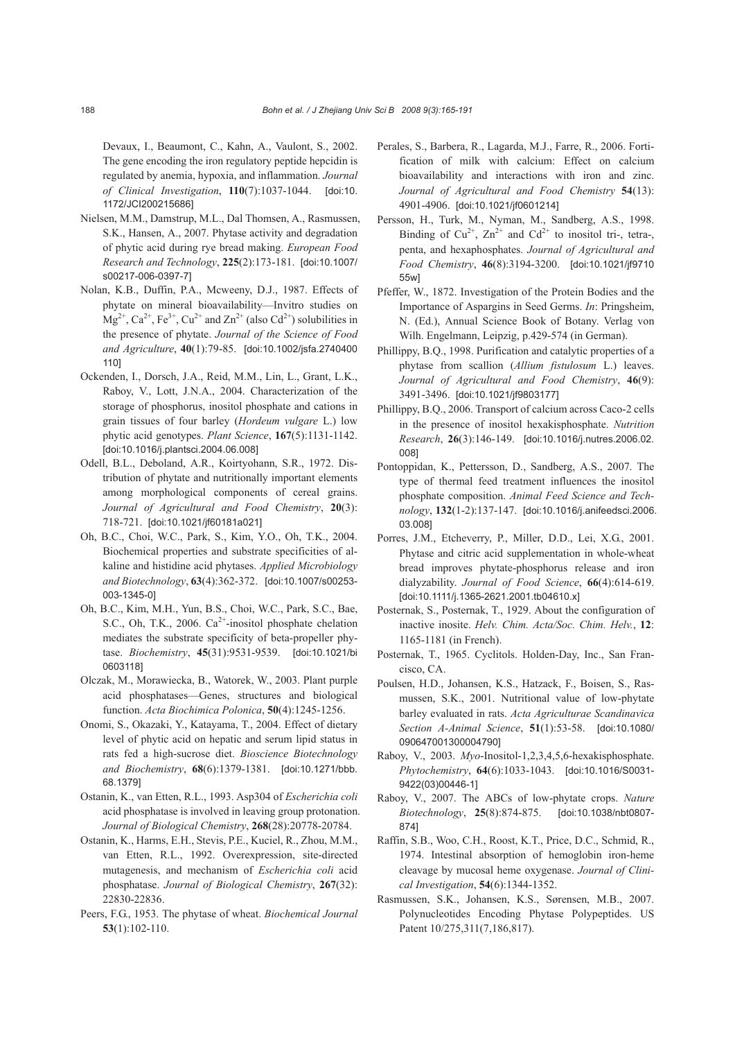Devaux, I., Beaumont, C., Kahn, A., Vaulont, S., 2002. The gene encoding the iron regulatory peptide hepcidin is regulated by anemia, hypoxia, and inflammation. *Journal of Clinical Investigation*, **110**(7):1037-1044. [doi:10.1172/JCI200215686]

Nielsen, M.M., Damstrup, M.L., Dal Thomsen, A., Rasmussen, S.K., Hansen, A., 2007. Phytase activity and degradation of phytic acid during rye bread making. *European Food Research and Technology*, **225**(2):173-181. [doi:10.1007/s00217-006-0397-7]

Nolan, K.B., Duffin, P.A., Mcweeny, D.J., 1987. Effects of phytate on mineral bioavailability—Invitro studies on $Mg^{2+}$, $Ca^{2+}$, $Fe^{3+}$, $Cu^{2+}$ and $Zn^{2+}$ (also $Cd^{2+}$) solubilities in the presence of phytate. *Journal of the Science of Food and Agriculture*, **40**(1):79-85. [doi:10.1002/jsfa.2740400110]

Ockenden, I., Dorsch, J.A., Reid, M.M., Lin, L., Grant, L.K., Raboy, V., Lott, J.N.A., 2004. Characterization of the storage of phosphorus, inositol phosphate and cations in grain tissues of four barley (*Hordeum vulgare* L.) low phytic acid genotypes. *Plant Science*, **167**(5):1131-1142. [doi:10.1016/j.plantsci.2004.06.008]

Odell, B.L., Deboland, A.R., Koirtyohann, S.R., 1972. Distribution of phytate and nutritionally important elements among morphological components of cereal grains. *Journal of Agricultural and Food Chemistry*, **20**(3): 718-721. [doi:10.1021/jf60181a021]

Oh, B.C., Choi, W.C., Park, S., Kim, Y.O., Oh, T.K., 2004. Biochemical properties and substrate specificities of alkaline and histidine acid phytases. *Applied Microbiology and Biotechnology*, **63**(4):362-372. [doi:10.1007/s00253-003-1345-0]

Oh, B.C., Kim, M.H., Yun, B.S., Choi, W.C., Park, S.C., Bae, S.C., Oh, T.K., 2006. $Ca^{2+}$-inositol phosphate chelation mediates the substrate specificity of beta-propeller phytase. *Biochemistry*, **45**(31):9531-9539. [doi:10.1021/bi0603118]

Olczak, M., Morawiecka, B., Watorek, W., 2003. Plant purple acid phosphatases—Genes, structures and biological function. *Acta Biochimica Polonica*, **50**(4):1245-1256.

Onomi, S., Okazaki, Y., Katayama, T., 2004. Effect of dietary level of phytic acid on hepatic and serum lipid status in rats fed a high-sucrose diet. *Bioscience Biotechnology and Biochemistry*, **68**(6):1379-1381. [doi:10.1271/bbb.68.1379]

Ostanin, K., van Etten, R.L., 1993. Asp304 of *Escherichia coli* acid phosphatase is involved in leaving group protonation. *Journal of Biological Chemistry*, **268**(28):20778-20784.

Ostanin, K., Harms, E.H., Stevis, P.E., Kuciel, R., Zhou, M.M., van Etten, R.L., 1992. Overexpression, site-directed mutagenesis, and mechanism of *Escherichia coli* acid phosphatase. *Journal of Biological Chemistry*, **267**(32): 22830-22836.

Peers, F.G., 1953. The phytase of wheat. *Biochemical Journal* **53**(1):102-110.

Perales, S., Barbera, R., Lagarda, M.J., Farre, R., 2006. Fortification of milk with calcium: Effect on calcium bioavailability and interactions with iron and zinc. *Journal of Agricultural and Food Chemistry* **54**(13): 4901-4906. [doi:10.1021/jf0601214]

Persson, H., Turk, M., Nyman, M., Sandberg, A.S., 1998. Binding of $Cu^{2+}$, $Zn^{2+}$ and $Cd^{2+}$ to inositol tri-, tetra-, penta, and hexaphosphates. *Journal of Agricultural and Food Chemistry*, **46**(8):3194-3200. [doi:10.1021/jf971055w]

Pfeffer, W., 1872. Investigation of the Protein Bodies and the Importance of Aspargins in Seed Germs. *In*: Pringsheim, N. (Ed.), Annual Science Book of Botany. Verlag von Wilh. Engelmann, Leipzig, p.429-574 (in German).

Phillippy, B.Q., 1998. Purification and catalytic properties of a phytase from scallion (*Allium fistulosum* L.) leaves. *Journal of Agricultural and Food Chemistry*, **46**(9): 3491-3496. [doi:10.1021/jf9803177]

Phillippy, B.Q., 2006. Transport of calcium across Caco-2 cells in the presence of inositol hexakisphosphate. *Nutrition Research*, **26**(3):146-149. [doi:10.1016/j.nutres.2006.02.008]

Pontoppidan, K., Pettersson, D., Sandberg, A.S., 2007. The type of thermal feed treatment influences the inositol phosphate composition. *Animal Feed Science and Technology*, **132**(1-2):137-147. [doi:10.1016/j.anifeedsci.2006.03.008]

Porres, J.M., Etcheverry, P., Miller, D.D., Lei, X.G., 2001. Phytase and citric acid supplementation in whole-wheat bread improves phytate-phosphorus release and iron dialyzability. *Journal of Food Science*, **66**(4):614-619. [doi:10.1111/j.1365-2621.2001.tb04610.x]

Posternak, S., Posternak, T., 1929. About the configuration of inactive inosite. *Helv. Chim. Acta/Soc. Chim. Helv.*, **12**: 1165-1181 (in French).

Posternak, T., 1965. Cyclitols. Holden-Day, Inc., San Francisco, CA.

Poulsen, H.D., Johansen, K.S., Hatzack, F., Boisen, S., Rasmussen, S.K., 2001. Nutritional value of low-phytate barley evaluated in rats. *Acta Agriculturae Scandinavica Section A-Animal Science*, **51**(1):53-58. [doi:10.1080/090647001300004790]

Raboy, V., 2003. *Myo*-Inositol-1,2,3,4,5,6-hexakisphosphate. *Phytochemistry*, **64**(6):1033-1043. [doi:10.1016/S0031-9422(03)00446-1]

Raboy, V., 2007. The ABCs of low-phytate crops. *Nature Biotechnology*, **25**(8):874-875. [doi:10.1038/nbt0807-874]

Raffin, S.B., Woo, C.H., Roost, K.T., Price, D.C., Schmid, R., 1974. Intestinal absorption of hemoglobin iron-heme cleavage by mucosal heme oxygenase. *Journal of Clinical Investigation*, **54**(6):1344-1352.

Rasmussen, S.K., Johansen, K.S., Sørensen, M.B., 2007. Polynucleotides Encoding Phytase Polypeptides. US Patent 10/275,311(7,186,817).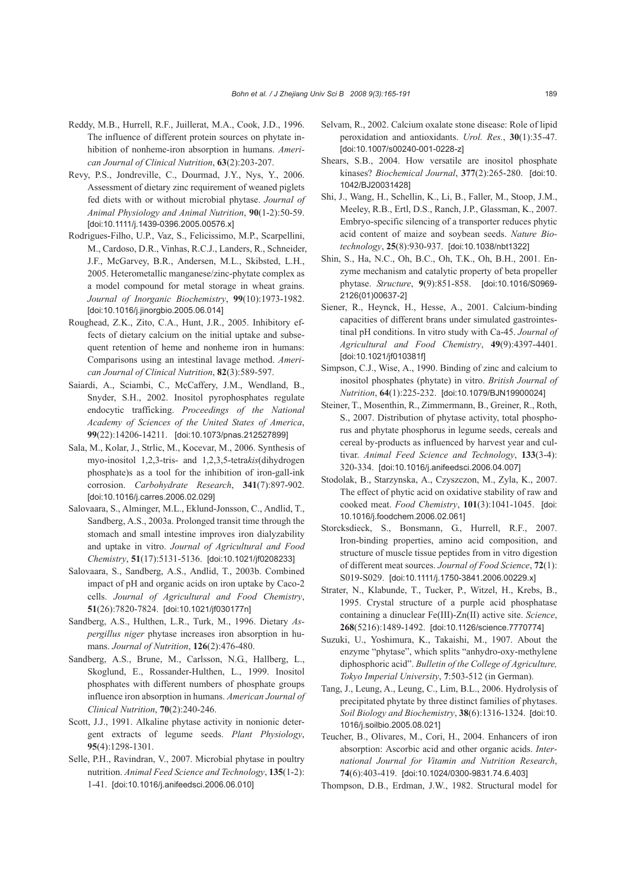Reddy, M.B., Hurrell, R.F., Juillerat, M.A., Cook, J.D., 1996. The influence of different protein sources on phytate inhibition of nonheme-iron absorption in humans. *American Journal of Clinical Nutrition*, **63**(2):203-207.

Revy, P.S., Jondreville, C., Dourmad, J.Y., Nys, Y., 2006. Assessment of dietary zinc requirement of weaned piglets fed diets with or without microbial phytase. *Journal of Animal Physiology and Animal Nutrition*, **90**(1-2):50-59. [doi:10.1111/j.1439-0396.2005.00576.x]

Rodrigues-Filho, U.P., Vaz, S., Felicissimo, M.P., Scarpellini, M., Cardoso, D.R., Vinhas, R.C.J., Landers, R., Schneider, J.F., McGarvey, B.R., Andersen, M.L., Skibsted, L.H., 2005. Heterometallic manganese/zinc-phytate complex as a model compound for metal storage in wheat grains. *Journal of Inorganic Biochemistry*, **99**(10):1973-1982. [doi:10.1016/j.jinorgbio.2005.06.014]

Roughead, Z.K., Zito, C.A., Hunt, J.R., 2005. Inhibitory effects of dietary calcium on the initial uptake and subsequent retention of heme and nonheme iron in humans: Comparisons using an intestinal lavage method. *American Journal of Clinical Nutrition*, **82**(3):589-597.

Saiardi, A., Sciambi, C., McCaffery, J.M., Wendland, B., Snyder, S.H., 2002. Inositol pyrophosphates regulate endocytic trafficking. *Proceedings of the National Academy of Sciences of the United States of America*, **99**(22):14206-14211. [doi:10.1073/pnas.212527899]

Sala, M., Kolar, J., Strlic, M., Kocevar, M., 2006. Synthesis of myo-inositol 1,2,3-tris- and 1,2,3,5-tetra*kis*(dihydrogen phosphate)s as a tool for the inhibition of iron-gall-ink corrosion. *Carbohydrate Research*, **341**(7):897-902. [doi:10.1016/j.carres.2006.02.029]

Salovaara, S., Alminger, M.L., Eklund-Jonsson, C., Andlid, T., Sandberg, A.S., 2003a. Prolonged transit time through the stomach and small intestine improves iron dialyzability and uptake in vitro. *Journal of Agricultural and Food Chemistry*, **51**(17):5131-5136. [doi:10.1021/jf0208233]

Salovaara, S., Sandberg, A.S., Andlid, T., 2003b. Combined impact of pH and organic acids on iron uptake by Caco-2 cells. *Journal of Agricultural and Food Chemistry*, **51**(26):7820-7824. [doi:10.1021/jf030177n]

Sandberg, A.S., Hulthen, L.R., Turk, M., 1996. Dietary *Aspergillus niger* phytase increases iron absorption in humans. *Journal of Nutrition*, **126**(2):476-480.

Sandberg, A.S., Brune, M., Carlsson, N.G., Hallberg, L., Skoglund, E., Rossander-Hulthen, L., 1999. Inositol phosphates with different numbers of phosphate groups influence iron absorption in humans. *American Journal of Clinical Nutrition*, **70**(2):240-246.

Scott, J.J., 1991. Alkaline phytase activity in nonionic detergent extracts of legume seeds. *Plant Physiology*, **95**(4):1298-1301.

Selle, P.H., Ravindran, V., 2007. Microbial phytase in poultry nutrition. *Animal Feed Science and Technology*, **135**(1-2):1-41. [doi:10.1016/j.anifeedsci.2006.06.010]

Selvam, R., 2002. Calcium oxalate stone disease: Role of lipid peroxidation and antioxidants. *Urol. Res.*, **30**(1):35-47. [doi:10.1007/s00240-001-0228-z]

Shears, S.B., 2004. How versatile are inositol phosphate kinases? *Biochemical Journal*, **377**(2):265-280. [doi:10.1042/BJ20031428]

Shi, J., Wang, H., Schellin, K., Li, B., Faller, M., Stoop, J.M., Meeley, R.B., Ertl, D.S., Ranch, J.P., Glassman, K., 2007. Embryo-specific silencing of a transporter reduces phytic acid content of maize and soybean seeds. *Nature Biotechnology*, **25**(8):930-937. [doi:10.1038/nbt1322]

Shin, S., Ha, N.C., Oh, B.C., Oh, T.K., Oh, B.H., 2001. Enzyme mechanism and catalytic property of beta propeller phytase. *Structure*, **9**(9):851-858. [doi:10.1016/S0969-2126(01)00637-2]

Siener, R., Heynck, H., Hesse, A., 2001. Calcium-binding capacities of different brans under simulated gastrointestinal pH conditions. In vitro study with Ca-45. *Journal of Agricultural and Food Chemistry*, **49**(9):4397-4401. [doi:10.1021/jf010381f]

Simpson, C.J., Wise, A., 1990. Binding of zinc and calcium to inositol phosphates (phytate) in vitro. *British Journal of Nutrition*, **64**(1):225-232. [doi:10.1079/BJN19900024]

Steiner, T., Mosenthin, R., Zimmermann, B., Greiner, R., Roth, S., 2007. Distribution of phytase activity, total phosphorus and phytate phosphorus in legume seeds, cereals and cereal by-products as influenced by harvest year and cultivar. *Animal Feed Science and Technology*, **133**(3-4):320-334. [doi:10.1016/j.anifeedsci.2006.04.007]

Stodolak, B., Starzynska, A., Czyszczon, M., Zyla, K., 2007. The effect of phytic acid on oxidative stability of raw and cooked meat. *Food Chemistry*, **101**(3):1041-1045. [doi:10.1016/j.foodchem.2006.02.061]

Storcksdieck, S., Bonsmann, G., Hurrell, R.F., 2007. Iron-binding properties, amino acid composition, and structure of muscle tissue peptides from in vitro digestion of different meat sources. *Journal of Food Science*, **72**(1):S019-S029. [doi:10.1111/j.1750-3841.2006.00229.x]

Strater, N., Klabunde, T., Tucker, P., Witzel, H., Krebs, B., 1995. Crystal structure of a purple acid phosphatase containing a dinuclear Fe(III)-Zn(II) active site. *Science*, **268**(5216):1489-1492. [doi:10.1126/science.7770774]

Suzuki, U., Yoshimura, K., Takaishi, M., 1907. About the enzyme "phytase", which splits "anhydro-oxy-methylene diphosphoric acid". *Bulletin of the College of Agriculture, Tokyo Imperial University*, **7**:503-512 (in German).

Tang, J., Leung, A., Leung, C., Lim, B.L., 2006. Hydrolysis of precipitated phytate by three distinct families of phytases. *Soil Biology and Biochemistry*, **38**(6):1316-1324. [doi:10.1016/j.soilbio.2005.08.021]

Teucher, B., Olivares, M., Cori, H., 2004. Enhancers of iron absorption: Ascorbic acid and other organic acids. *International Journal for Vitamin and Nutrition Research*, **74**(6):403-419. [doi:10.1024/0300-9831.74.6.403]

Thompson, D.B., Erdman, J.W., 1982. Structural model for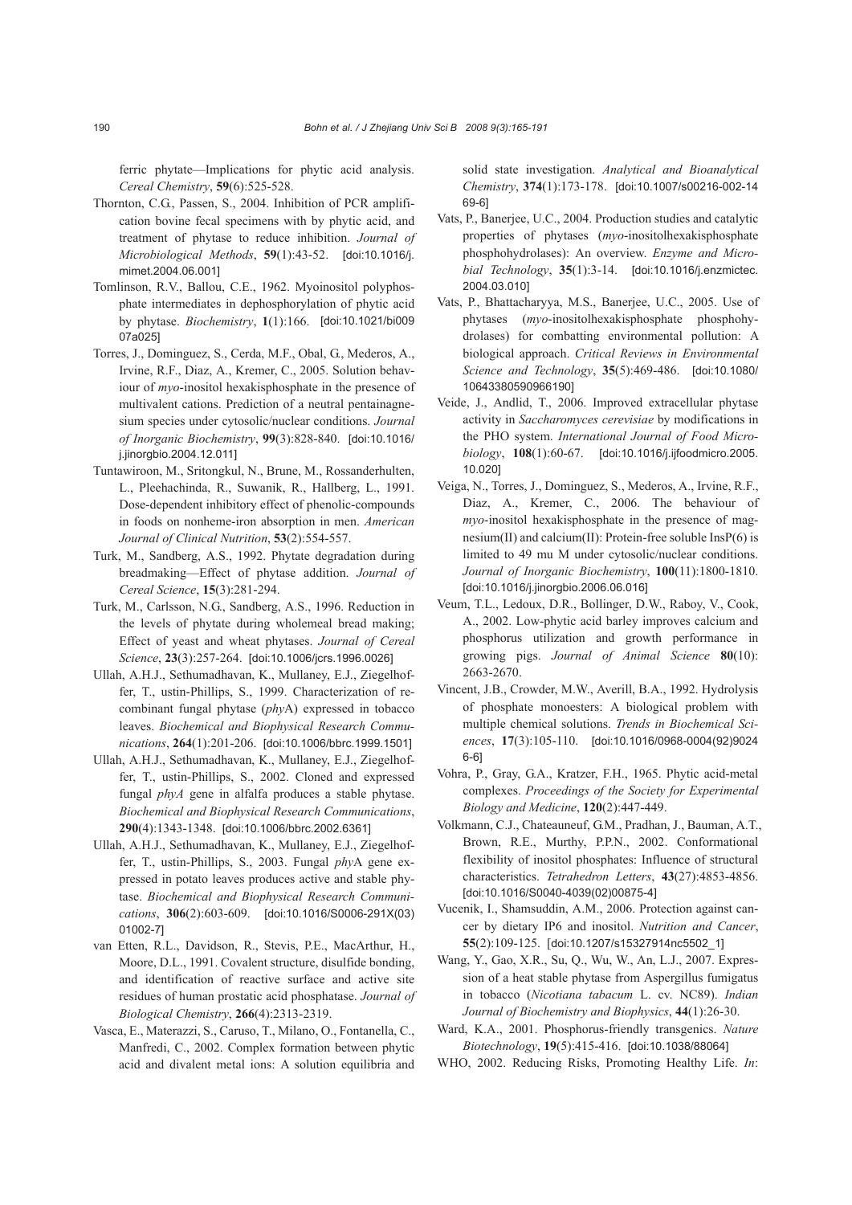ferric phytate—Implications for phytic acid analysis. *Cereal Chemistry*, **59**(6):525-528.

Thornton, C.G., Passen, S., 2004. Inhibition of PCR amplification bovine fecal specimens with by phytic acid, and treatment of phytase to reduce inhibition. *Journal of Microbiological Methods*, **59**(1):43-52. [doi:10.1016/j.mimet.2004.06.001]

Tomlinson, R.V., Ballou, C.E., 1962. Myoinositol polyphosphate intermediates in dephosphorylation of phytic acid by phytase. *Biochemistry*, **1**(1):166. [doi:10.1021/bi00907a025]

Torres, J., Dominguez, S., Cerda, M.F., Obal, G., Mederos, A., Irvine, R.F., Diaz, A., Kremer, C., 2005. Solution behaviour of *myo*-inositol hexakisphosphate in the presence of multivalent cations. Prediction of a neutral pentainagnesium species under cytosolic/nuclear conditions. *Journal of Inorganic Biochemistry*, **99**(3):828-840. [doi:10.1016/j.jinorgbio.2004.12.011]

Tuntawiroon, M., Sritongkul, N., Brune, M., Rossanderhulten, L., Pleehachinda, R., Suwanik, R., Hallberg, L., 1991. Dose-dependent inhibitory effect of phenolic-compounds in foods on nonheme-iron absorption in men. *American Journal of Clinical Nutrition*, **53**(2):554-557.

Turk, M., Sandberg, A.S., 1992. Phytate degradation during breadmaking—Effect of phytase addition. *Journal of Cereal Science*, **15**(3):281-294.

Turk, M., Carlsson, N.G., Sandberg, A.S., 1996. Reduction in the levels of phytate during wholemeal bread making; Effect of yeast and wheat phytases. *Journal of Cereal Science*, **23**(3):257-264. [doi:10.1006/jcrs.1996.0026]

Ullah, A.H.J., Sethumadhavan, K., Mullaney, E.J., Ziegelhoffer, T., ustin-Phillips, S., 1999. Characterization of recombinant fungal phytase (*phy*A) expressed in tobacco leaves. *Biochemical and Biophysical Research Communications*, **264**(1):201-206. [doi:10.1006/bbrc.1999.1501]

Ullah, A.H.J., Sethumadhavan, K., Mullaney, E.J., Ziegelhoffer, T., ustin-Phillips, S., 2002. Cloned and expressed fungal *phyA* gene in alfalfa produces a stable phytase. *Biochemical and Biophysical Research Communications*, **290**(4):1343-1348. [doi:10.1006/bbrc.2002.6361]

Ullah, A.H.J., Sethumadhavan, K., Mullaney, E.J., Ziegelhoffer, T., ustin-Phillips, S., 2003. Fungal *phy*A gene expressed in potato leaves produces active and stable phytase. *Biochemical and Biophysical Research Communications*, **306**(2):603-609. [doi:10.1016/S0006-291X(03)01002-7]

van Etten, R.L., Davidson, R., Stevis, P.E., MacArthur, H., Moore, D.L., 1991. Covalent structure, disulfide bonding, and identification of reactive surface and active site residues of human prostatic acid phosphatase. *Journal of Biological Chemistry*, **266**(4):2313-2319.

Vasca, E., Materazzi, S., Caruso, T., Milano, O., Fontanella, C., Manfredi, C., 2002. Complex formation between phytic acid and divalent metal ions: A solution equilibria and solid state investigation. *Analytical and Bioanalytical Chemistry*, **374**(1):173-178. [doi:10.1007/s00216-002-1469-6]

Vats, P., Banerjee, U.C., 2004. Production studies and catalytic properties of phytases (*myo*-inositolhexakisphosphate phosphohydrolases): An overview. *Enzyme and Microbial Technology*, **35**(1):3-14. [doi:10.1016/j.enzmictec.2004.03.010]

Vats, P., Bhattacharyya, M.S., Banerjee, U.C., 2005. Use of phytases (*myo*-inositolhexakisphosphate phosphohydrolases) for combatting environmental pollution: A biological approach. *Critical Reviews in Environmental Science and Technology*, **35**(5):469-486. [doi:10.1080/10643380590966190]

Veide, J., Andlid, T., 2006. Improved extracellular phytase activity in *Saccharomyces cerevisiae* by modifications in the PHO system. *International Journal of Food Microbiology*, **108**(1):60-67. [doi:10.1016/j.ijfoodmicro.2005.10.020]

Veiga, N., Torres, J., Dominguez, S., Mederos, A., Irvine, R.F., Diaz, A., Kremer, C., 2006. The behaviour of *myo*-inositol hexakisphosphate in the presence of magnesium(II) and calcium(II): Protein-free soluble InsP(6) is limited to 49 mu M under cytosolic/nuclear conditions. *Journal of Inorganic Biochemistry*, **100**(11):1800-1810. [doi:10.1016/j.jinorgbio.2006.06.016]

Veum, T.L., Ledoux, D.R., Bollinger, D.W., Raboy, V., Cook, A., 2002. Low-phytic acid barley improves calcium and phosphorus utilization and growth performance in growing pigs. *Journal of Animal Science* **80**(10):2663-2670.

Vincent, J.B., Crowder, M.W., Averill, B.A., 1992. Hydrolysis of phosphate monoesters: A biological problem with multiple chemical solutions. *Trends in Biochemical Sciences*, **17**(3):105-110. [doi:10.1016/0968-0004(92)90246-6]

Vohra, P., Gray, G.A., Kratzer, F.H., 1965. Phytic acid-metal complexes. *Proceedings of the Society for Experimental Biology and Medicine*, **120**(2):447-449.

Volkmann, C.J., Chateauneuf, G.M., Pradhan, J., Bauman, A.T., Brown, R.E., Murthy, P.P.N., 2002. Conformational flexibility of inositol phosphates: Influence of structural characteristics. *Tetrahedron Letters*, **43**(27):4853-4856. [doi:10.1016/S0040-4039(02)00875-4]

Vucenik, I., Shamsuddin, A.M., 2006. Protection against cancer by dietary IP6 and inositol. *Nutrition and Cancer*, **55**(2):109-125. [doi:10.1207/s15327914nc5502_1]

Wang, Y., Gao, X.R., Su, Q., Wu, W., An, L.J., 2007. Expression of a heat stable phytase from Aspergillus fumigatus in tobacco (*Nicotiana tabacum* L. cv. NC89). *Indian Journal of Biochemistry and Biophysics*, **44**(1):26-30.

Ward, K.A., 2001. Phosphorus-friendly transgenics. *Nature Biotechnology*, **19**(5):415-416. [doi:10.1038/88064]

WHO, 2002. Reducing Risks, Promoting Healthy Life. *In*: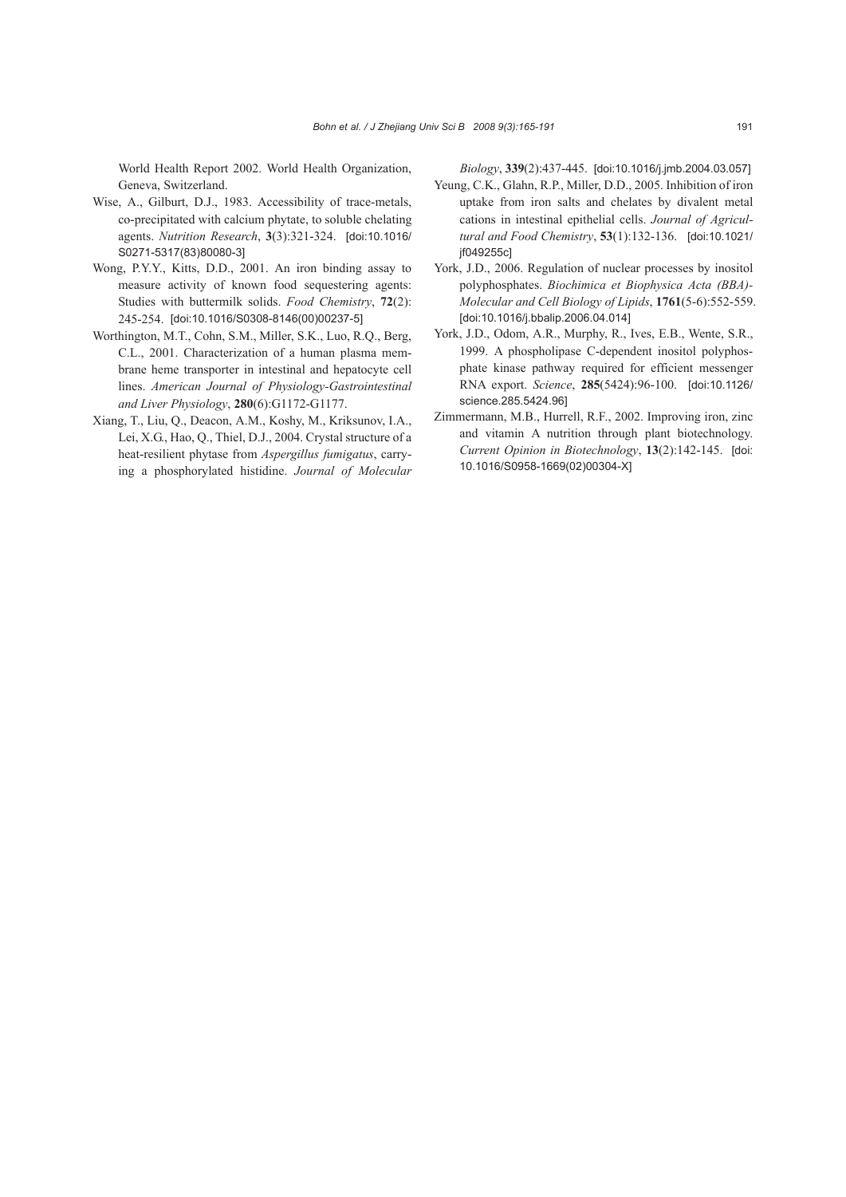World Health Report 2002. World Health Organization, Geneva, Switzerland.

Wise, A., Gilburt, D.J., 1983. Accessibility of trace-metals, co-precipitated with calcium phytate, to soluble chelating agents. *Nutrition Research*, **3**(3):321-324. [doi:10.1016/S0271-5317(83)80080-3]

Wong, P.Y.Y., Kitts, D.D., 2001. An iron binding assay to measure activity of known food sequestering agents: Studies with buttermilk solids. *Food Chemistry*, **72**(2): 245-254. [doi:10.1016/S0308-8146(00)00237-5]

Worthington, M.T., Cohn, S.M., Miller, S.K., Luo, R.Q., Berg, C.L., 2001. Characterization of a human plasma membrane heme transporter in intestinal and hepatocyte cell lines. *American Journal of Physiology-Gastrointestinal and Liver Physiology*, **280**(6):G1172-G1177.

Xiang, T., Liu, Q., Deacon, A.M., Koshy, M., Kriksunov, I.A., Lei, X.G., Hao, Q., Thiel, D.J., 2004. Crystal structure of a heat-resilient phytase from *Aspergillus fumigatus*, carrying a phosphorylated histidine. *Journal of Molecular Biology*, **339**(2):437-445. [doi:10.1016/j.jmb.2004.03.057]

Yeung, C.K., Glahn, R.P., Miller, D.D., 2005. Inhibition of iron uptake from iron salts and chelates by divalent metal cations in intestinal epithelial cells. *Journal of Agricultural and Food Chemistry*, **53**(1):132-136. [doi:10.1021/jf049255c]

York, J.D., 2006. Regulation of nuclear processes by inositol polyphosphates. *Biochimica et Biophysica Acta (BBA)-Molecular and Cell Biology of Lipids*, **1761**(5-6):552-559. [doi:10.1016/j.bbalip.2006.04.014]

York, J.D., Odom, A.R., Murphy, R., Ives, E.B., Wente, S.R., 1999. A phospholipase C-dependent inositol polyphosphate kinase pathway required for efficient messenger RNA export. *Science*, **285**(5424):96-100. [doi:10.1126/science.285.5424.96]

Zimmermann, M.B., Hurrell, R.F., 2002. Improving iron, zinc and vitamin A nutrition through plant biotechnology. *Current Opinion in Biotechnology*, **13**(2):142-145. [doi:10.1016/S0958-1669(02)00304-X]